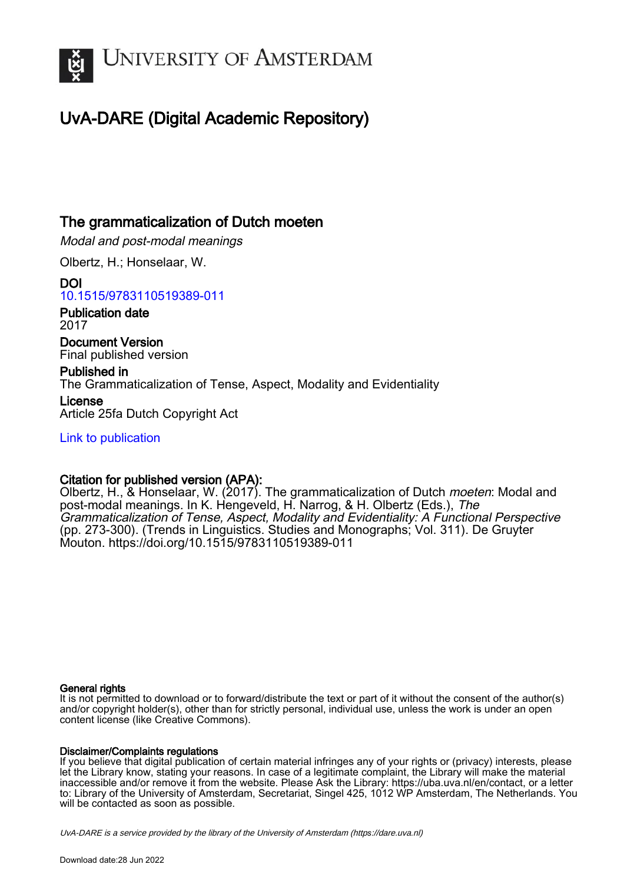UNIVERSITY OF AMSTERDAM

# UvA-DARE (Digital Academic Repository)

## The grammaticalization of Dutch moeten

*Modal and post-modal meanings*

Olbertz, H.; Honselaar, W.

**DOI**
10.1515/9783110519389-011

**Publication date**
2017

**Document Version**
Final published version

**Published in**
The Grammaticalization of Tense, Aspect, Modality and Evidentiality

**License**
Article 25fa Dutch Copyright Act

Link to publication

**Citation for published version (APA):**
Olbertz, H., & Honselaar, W. (2017). The grammaticalization of Dutch *moeten*: Modal and post-modal meanings. In K. Hengeveld, H. Narrog, & H. Olbertz (Eds.), *The Grammaticalization of Tense, Aspect, Modality and Evidentiality: A Functional Perspective* (pp. 273-300). (Trends in Linguistics. Studies and Monographs; Vol. 311). De Gruyter Mouton. https://doi.org/10.1515/9783110519389-011

**General rights**
It is not permitted to download or to forward/distribute the text or part of it without the consent of the author(s) and/or copyright holder(s), other than for strictly personal, individual use, unless the work is under an open content license (like Creative Commons).

**Disclaimer/Complaints regulations**
If you believe that digital publication of certain material infringes any of your rights or (privacy) interests, please let the Library know, stating your reasons. In case of a legitimate complaint, the Library will make the material inaccessible and/or remove it from the website. Please Ask the Library: https://uba.uva.nl/en/contact, or a letter to: Library of the University of Amsterdam, Secretariat, Singel 425, 1012 WP Amsterdam, The Netherlands. You will be contacted as soon as possible.

*UvA-DARE is a service provided by the library of the University of Amsterdam (https://dare.uva.nl)*

Download date:28 Jun 2022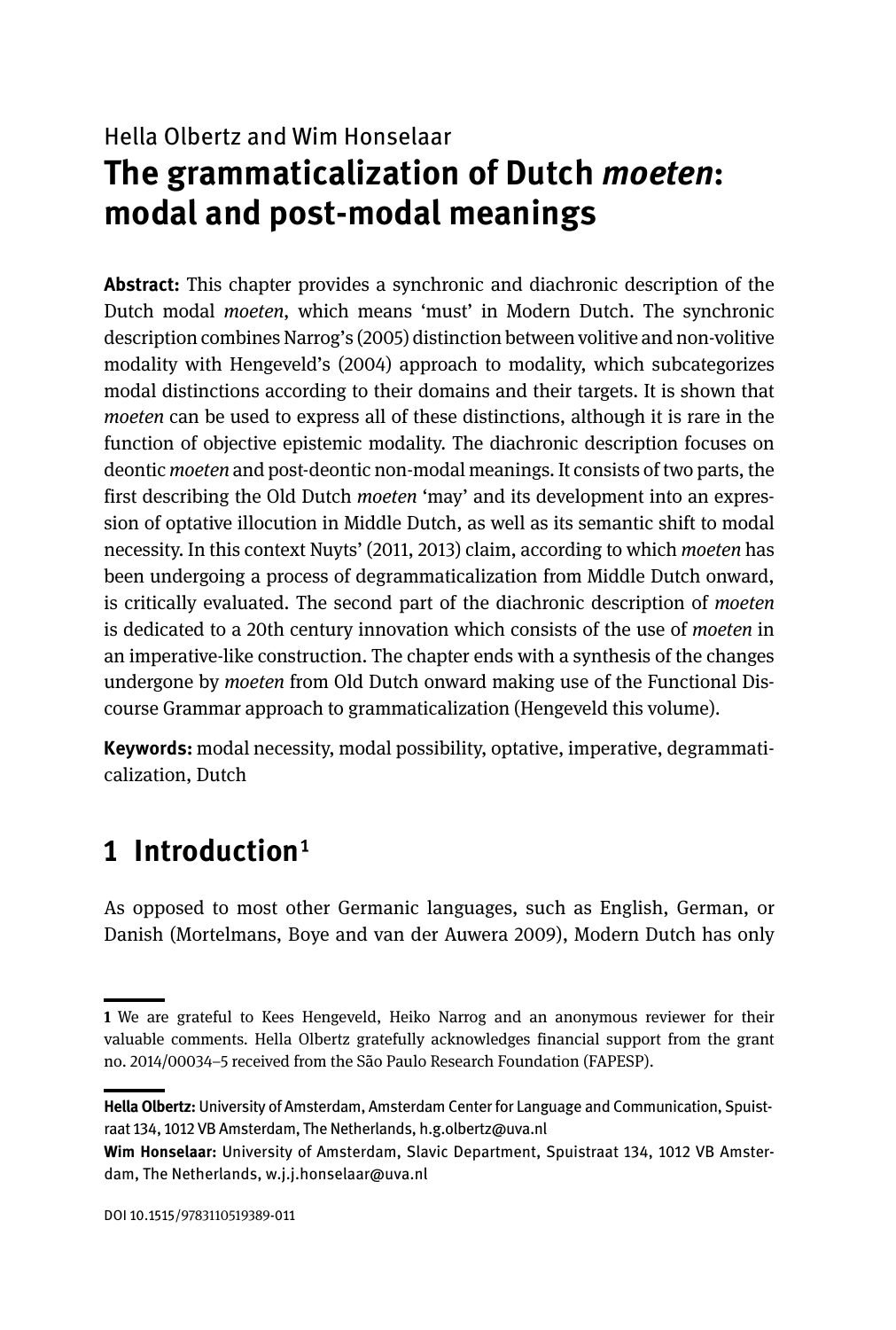Hella Olbertz and Wim Honselaar

# The grammaticalization of Dutch *moeten*: modal and post-modal meanings

**Abstract:** This chapter provides a synchronic and diachronic description of the Dutch modal *moeten*, which means 'must' in Modern Dutch. The synchronic description combines Narrog's (2005) distinction between volitive and non-volitive modality with Hengeveld's (2004) approach to modality, which subcategorizes modal distinctions according to their domains and their targets. It is shown that *moeten* can be used to express all of these distinctions, although it is rare in the function of objective epistemic modality. The diachronic description focuses on deontic *moeten* and post-deontic non-modal meanings. It consists of two parts, the first describing the Old Dutch *moeten* 'may' and its development into an expression of optative illocution in Middle Dutch, as well as its semantic shift to modal necessity. In this context Nuyts' (2011, 2013) claim, according to which *moeten* has been undergoing a process of degrammaticalization from Middle Dutch onward, is critically evaluated. The second part of the diachronic description of *moeten* is dedicated to a 20th century innovation which consists of the use of *moeten* in an imperative-like construction. The chapter ends with a synthesis of the changes undergone by *moeten* from Old Dutch onward making use of the Functional Discourse Grammar approach to grammaticalization (Hengeveld this volume).

**Keywords:** modal necessity, modal possibility, optative, imperative, degrammaticalization, Dutch

## 1 Introduction[1]

As opposed to most other Germanic languages, such as English, German, or Danish (Mortelmans, Boye and van der Auwera 2009), Modern Dutch has only

---

[1] We are grateful to Kees Hengeveld, Heiko Narrog and an anonymous reviewer for their valuable comments. Hella Olbertz gratefully acknowledges financial support from the grant no. 2014/00034–5 received from the São Paulo Research Foundation (FAPESP).

---

**Hella Olbertz:** University of Amsterdam, Amsterdam Center for Language and Communication, Spuistraat 134, 1012 VB Amsterdam, The Netherlands, h.g.olbertz@uva.nl

**Wim Honselaar:** University of Amsterdam, Slavic Department, Spuistraat 134, 1012 VB Amsterdam, The Netherlands, w.j.j.honselaar@uva.nl

DOI 10.1515/9783110519389-011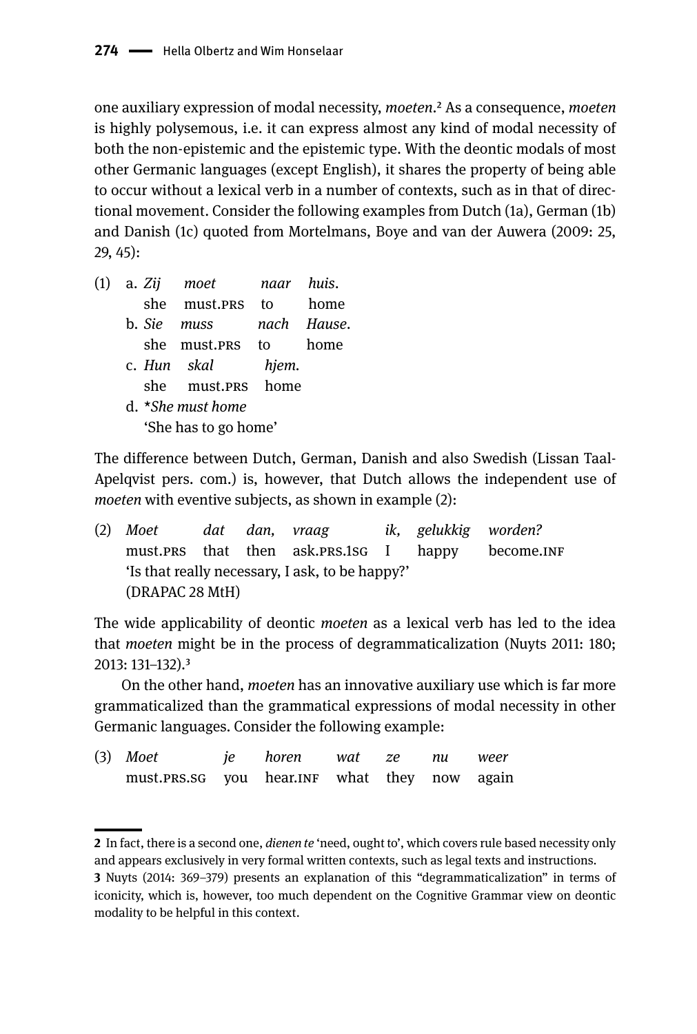one auxiliary expression of modal necessity, *moeten*.[2] As a consequence, *moeten* is highly polysemous, i.e. it can express almost any kind of modal necessity of both the non-epistemic and the epistemic type. With the deontic modals of most other Germanic languages (except English), it shares the property of being able to occur without a lexical verb in a number of contexts, such as in that of directional movement. Consider the following examples from Dutch (1a), German (1b) and Danish (1c) quoted from Mortelmans, Boye and van der Auwera (2009: 25, 29, 45):

(1) a. *Zij moet naar huis.*
  she must.PRS to home
 b. *Sie muss nach Hause.*
  she must.PRS to home
 c. *Hun skal hjem.*
  she must.PRS home
 d. \**She must home*
  'She has to go home'

The difference between Dutch, German, Danish and also Swedish (Lissan Taal-Apelqvist pers. com.) is, however, that Dutch allows the independent use of *moeten* with eventive subjects, as shown in example (2):

(2) *Moet dat dan, vraag ik, gelukkig worden?*
 must.PRS that then ask.PRS.1SG I happy become.INF
 'Is that really necessary, I ask, to be happy?'
 (DRAPAC 28 MtH)

The wide applicability of deontic *moeten* as a lexical verb has led to the idea that *moeten* might be in the process of degrammaticalization (Nuyts 2011: 180; 2013: 131–132).[3]

On the other hand, *moeten* has an innovative auxiliary use which is far more grammaticalized than the grammatical expressions of modal necessity in other Germanic languages. Consider the following example:

(3) *Moet je horen wat ze nu weer*
 must.PRS.SG you hear.INF what they now again

---

[2] In fact, there is a second one, *dienen te* 'need, ought to', which covers rule based necessity only and appears exclusively in very formal written contexts, such as legal texts and instructions.

[3] Nuyts (2014: 369–379) presents an explanation of this "degrammaticalization" in terms of iconicity, which is, however, too much dependent on the Cognitive Grammar view on deontic modality to be helpful in this context.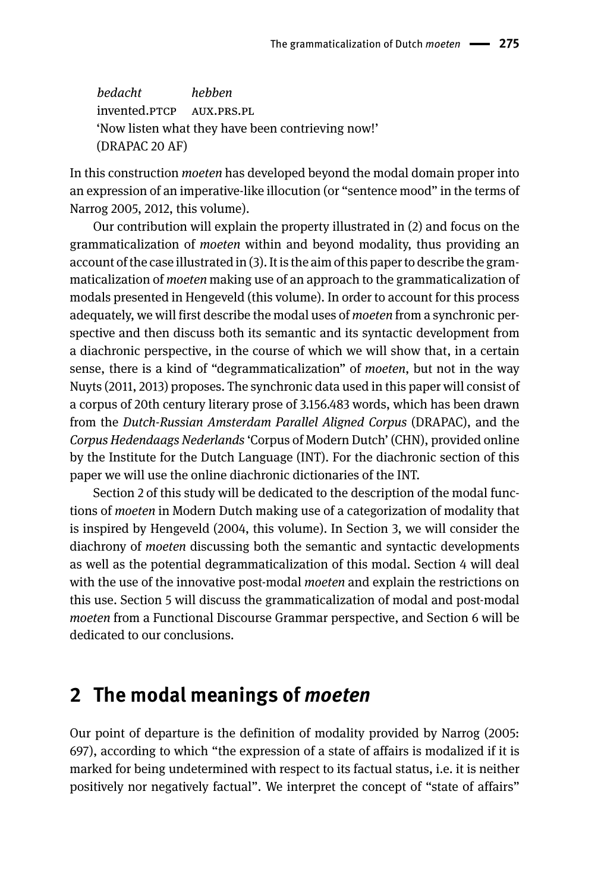*bedacht* *hebben*
invented.PTCP AUX.PRS.PL
'Now listen what they have been contrieving now!'
(DRAPAC 20 AF)

In this construction *moeten* has developed beyond the modal domain proper into an expression of an imperative-like illocution (or "sentence mood" in the terms of Narrog 2005, 2012, this volume).

Our contribution will explain the property illustrated in (2) and focus on the grammaticalization of *moeten* within and beyond modality, thus providing an account of the case illustrated in (3). It is the aim of this paper to describe the grammaticalization of *moeten* making use of an approach to the grammaticalization of modals presented in Hengeveld (this volume). In order to account for this process adequately, we will first describe the modal uses of *moeten* from a synchronic perspective and then discuss both its semantic and its syntactic development from a diachronic perspective, in the course of which we will show that, in a certain sense, there is a kind of "degrammaticalization" of *moeten*, but not in the way Nuyts (2011, 2013) proposes. The synchronic data used in this paper will consist of a corpus of 20th century literary prose of 3.156.483 words, which has been drawn from the *Dutch-Russian Amsterdam Parallel Aligned Corpus* (DRAPAC), and the *Corpus Hedendaags Nederlands* 'Corpus of Modern Dutch' (CHN), provided online by the Institute for the Dutch Language (INT). For the diachronic section of this paper we will use the online diachronic dictionaries of the INT.

Section 2 of this study will be dedicated to the description of the modal functions of *moeten* in Modern Dutch making use of a categorization of modality that is inspired by Hengeveld (2004, this volume). In Section 3, we will consider the diachrony of *moeten* discussing both the semantic and syntactic developments as well as the potential degrammaticalization of this modal. Section 4 will deal with the use of the innovative post-modal *moeten* and explain the restrictions on this use. Section 5 will discuss the grammaticalization of modal and post-modal *moeten* from a Functional Discourse Grammar perspective, and Section 6 will be dedicated to our conclusions.

## 2 The modal meanings of *moeten*

Our point of departure is the definition of modality provided by Narrog (2005: 697), according to which "the expression of a state of affairs is modalized if it is marked for being undetermined with respect to its factual status, i.e. it is neither positively nor negatively factual". We interpret the concept of "state of affairs"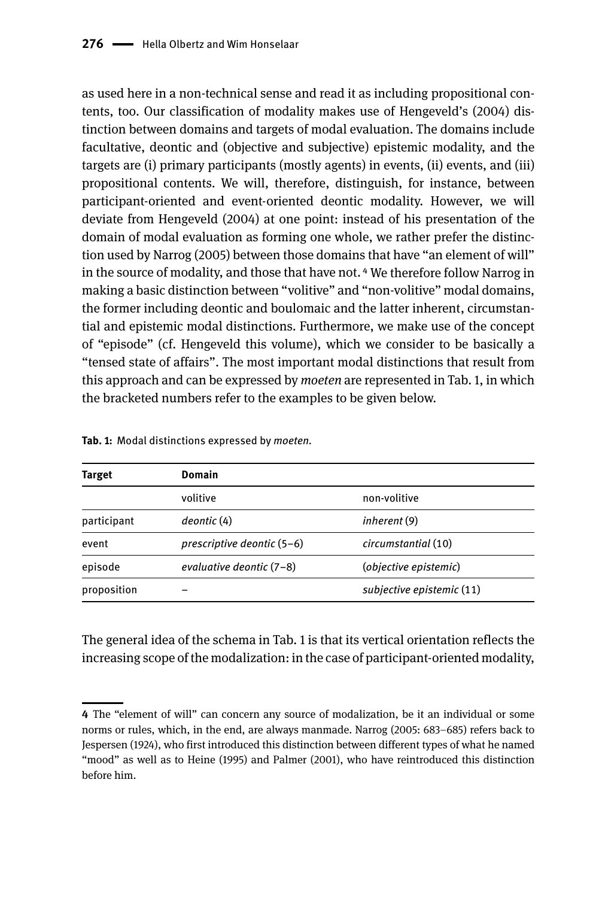as used here in a non-technical sense and read it as including propositional contents, too. Our classification of modality makes use of Hengeveld's (2004) distinction between domains and targets of modal evaluation. The domains include facultative, deontic and (objective and subjective) epistemic modality, and the targets are (i) primary participants (mostly agents) in events, (ii) events, and (iii) propositional contents. We will, therefore, distinguish, for instance, between participant-oriented and event-oriented deontic modality. However, we will deviate from Hengeveld (2004) at one point: instead of his presentation of the domain of modal evaluation as forming one whole, we rather prefer the distinction used by Narrog (2005) between those domains that have "an element of will" in the source of modality, and those that have not. [4] We therefore follow Narrog in making a basic distinction between "volitive" and "non-volitive" modal domains, the former including deontic and boulomaic and the latter inherent, circumstantial and epistemic modal distinctions. Furthermore, we make use of the concept of "episode" (cf. Hengeveld this volume), which we consider to be basically a "tensed state of affairs". The most important modal distinctions that result from this approach and can be expressed by *moeten* are represented in Tab. 1, in which the bracketed numbers refer to the examples to be given below.

**Tab. 1:** Modal distinctions expressed by *moeten*.

| Target | Domain | |
|---|---|---|
| | volitive | non-volitive |
| participant | *deontic* (4) | *inherent* (9) |
| event | *prescriptive deontic* (5–6) | *circumstantial* (10) |
| episode | *evaluative deontic* (7–8) | (*objective epistemic*) |
| proposition | – | *subjective epistemic* (11) |

The general idea of the schema in Tab. 1 is that its vertical orientation reflects the increasing scope of the modalization: in the case of participant-oriented modality,

---

4 The "element of will" can concern any source of modalization, be it an individual or some norms or rules, which, in the end, are always manmade. Narrog (2005: 683–685) refers back to Jespersen (1924), who first introduced this distinction between different types of what he named "mood" as well as to Heine (1995) and Palmer (2001), who have reintroduced this distinction before him.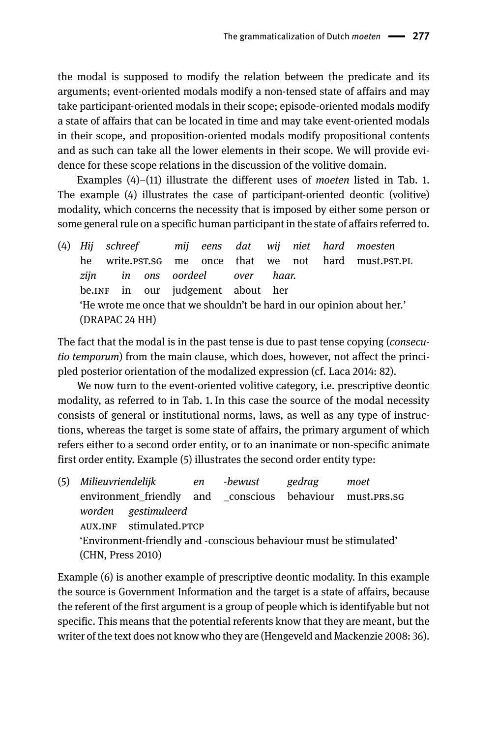the modal is supposed to modify the relation between the predicate and its arguments; event-oriented modals modify a non-tensed state of affairs and may take participant-oriented modals in their scope; episode-oriented modals modify a state of affairs that can be located in time and may take event-oriented modals in their scope, and proposition-oriented modals modify propositional contents and as such can take all the lower elements in their scope. We will provide evidence for these scope relations in the discussion of the volitive domain.

Examples (4)–(11) illustrate the different uses of *moeten* listed in Tab. 1. The example (4) illustrates the case of participant-oriented deontic (volitive) modality, which concerns the necessity that is imposed by either some person or some general rule on a specific human participant in the state of affairs referred to.

(4) *Hij schreef mij eens dat wij niet hard moesten*
he write.PST.SG me once that we not hard must.PST.PL
*zijn in ons oordeel over haar.*
be.INF in our judgement about her
'He wrote me once that we shouldn't be hard in our opinion about her.'
(DRAPAC 24 HH)

The fact that the modal is in the past tense is due to past tense copying (*consecutio temporum*) from the main clause, which does, however, not affect the principled posterior orientation of the modalized expression (cf. Laca 2014: 82).

We now turn to the event-oriented volitive category, i.e. prescriptive deontic modality, as referred to in Tab. 1. In this case the source of the modal necessity consists of general or institutional norms, laws, as well as any type of instructions, whereas the target is some state of affairs, the primary argument of which refers either to a second order entity, or to an inanimate or non-specific animate first order entity. Example (5) illustrates the second order entity type:

(5) *Milieuvriendelijk en -bewust gedrag moet*
environment_friendly and _conscious behaviour must.PRS.SG
*worden gestimuleerd*
AUX.INF stimulated.PTCP
'Environment-friendly and -conscious behaviour must be stimulated'
(CHN, Press 2010)

Example (6) is another example of prescriptive deontic modality. In this example the source is Government Information and the target is a state of affairs, because the referent of the first argument is a group of people which is identifyable but not specific. This means that the potential referents know that they are meant, but the writer of the text does not know who they are (Hengeveld and Mackenzie 2008: 36).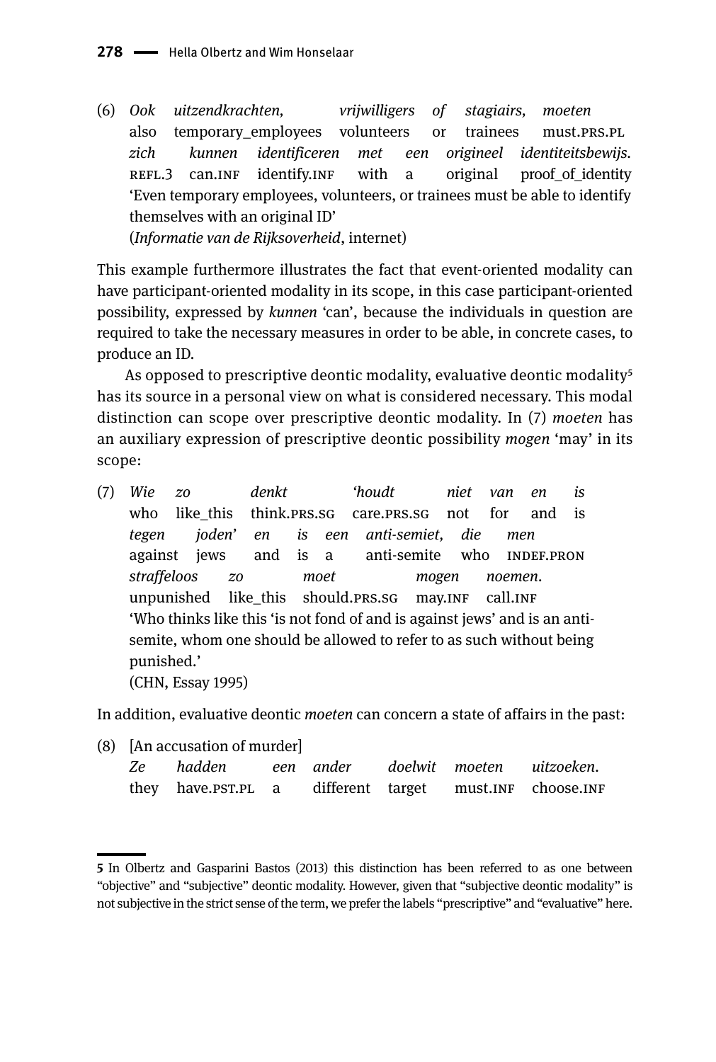(6) *Ook uitzendkrachten, vrijwilligers of stagiairs, moeten*
also temporary_employees volunteers or trainees must.PRS.PL
*zich kunnen identificeren met een origineel identiteitsbewijs.*
REFL.3 can.INF identify.INF with a original proof_of_identity
'Even temporary employees, volunteers, or trainees must be able to identify themselves with an original ID'
(*Informatie van de Rijksoverheid*, internet)

This example furthermore illustrates the fact that event-oriented modality can have participant-oriented modality in its scope, in this case participant-oriented possibility, expressed by *kunnen* 'can', because the individuals in question are required to take the necessary measures in order to be able, in concrete cases, to produce an ID.

As opposed to prescriptive deontic modality, evaluative deontic modality[5] has its source in a personal view on what is considered necessary. This modal distinction can scope over prescriptive deontic modality. In (7) *moeten* has an auxiliary expression of prescriptive deontic possibility *mogen* 'may' in its scope:

(7) *Wie zo denkt 'houdt niet van en is*
who like_this think.PRS.SG care.PRS.SG not for and is
*tegen joden' en is een anti-semiet, die men*
against jews and is a anti-semite who INDEF.PRON
*straffeloos zo moet mogen noemen.*
unpunished like_this should.PRS.SG may.INF call.INF
'Who thinks like this 'is not fond of and is against jews' and is an anti-semite, whom one should be allowed to refer to as such without being punished.'
(CHN, Essay 1995)

In addition, evaluative deontic *moeten* can concern a state of affairs in the past:

(8) [An accusation of murder]
*Ze hadden een ander doelwit moeten uitzoeken.*
they have.PST.PL a different target must.INF choose.INF

---

[5] In Olbertz and Gasparini Bastos (2013) this distinction has been referred to as one between "objective" and "subjective" deontic modality. However, given that "subjective deontic modality" is not subjective in the strict sense of the term, we prefer the labels "prescriptive" and "evaluative" here.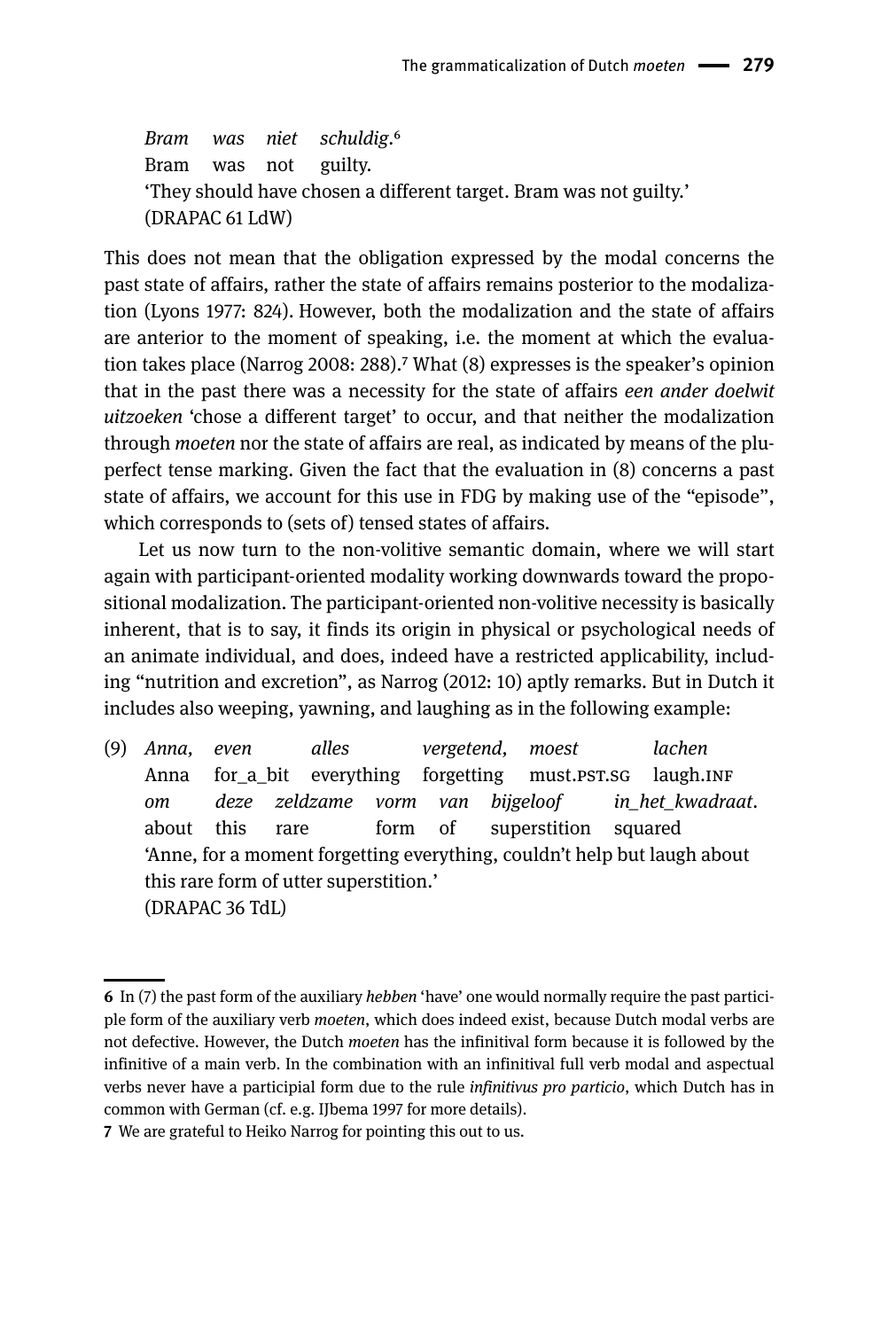| *Bram* | *was* | *niet* | *schuldig*.[6] |
|---|---|---|---|
| Bram | was | not | guilty. |

'They should have chosen a different target. Bram was not guilty.'
(DRAPAC 61 LdW)

This does not mean that the obligation expressed by the modal concerns the past state of affairs, rather the state of affairs remains posterior to the modalization (Lyons 1977: 824). However, both the modalization and the state of affairs are anterior to the moment of speaking, i.e. the moment at which the evaluation takes place (Narrog 2008: 288).[7] What (8) expresses is the speaker's opinion that in the past there was a necessity for the state of affairs *een ander doelwit uitzoeken* 'chose a different target' to occur, and that neither the modalization through *moeten* nor the state of affairs are real, as indicated by means of the pluperfect tense marking. Given the fact that the evaluation in (8) concerns a past state of affairs, we account for this use in FDG by making use of the "episode", which corresponds to (sets of) tensed states of affairs.

Let us now turn to the non-volitive semantic domain, where we will start again with participant-oriented modality working downwards toward the propositional modalization. The participant-oriented non-volitive necessity is basically inherent, that is to say, it finds its origin in physical or psychological needs of an animate individual, and does, indeed have a restricted applicability, including "nutrition and excretion", as Narrog (2012: 10) aptly remarks. But in Dutch it includes also weeping, yawning, and laughing as in the following example:

(9)

| *Anna,* | *even* | *alles* | *vergetend,* | *moest* | *lachen* |
|---|---|---|---|---|---|
| Anna | for_a_bit | everything | forgetting | must.PST.SG | laugh.INF |

| *om* | *deze* | *zeldzame* | *vorm* | *van* | *bijgeloof* | *in_het_kwadraat*. |
|---|---|---|---|---|---|---|
| about | this | rare | form | of | superstition | squared |

'Anne, for a moment forgetting everything, couldn't help but laugh about this rare form of utter superstition.'
(DRAPAC 36 TdL)

---

**6** In (7) the past form of the auxiliary *hebben* 'have' one would normally require the past participle form of the auxiliary verb *moeten*, which does indeed exist, because Dutch modal verbs are not defective. However, the Dutch *moeten* has the infinitival form because it is followed by the infinitive of a main verb. In the combination with an infinitival full verb modal and aspectual verbs never have a participial form due to the rule *infinitivus pro particio*, which Dutch has in common with German (cf. e.g. IJbema 1997 for more details).

**7** We are grateful to Heiko Narrog for pointing this out to us.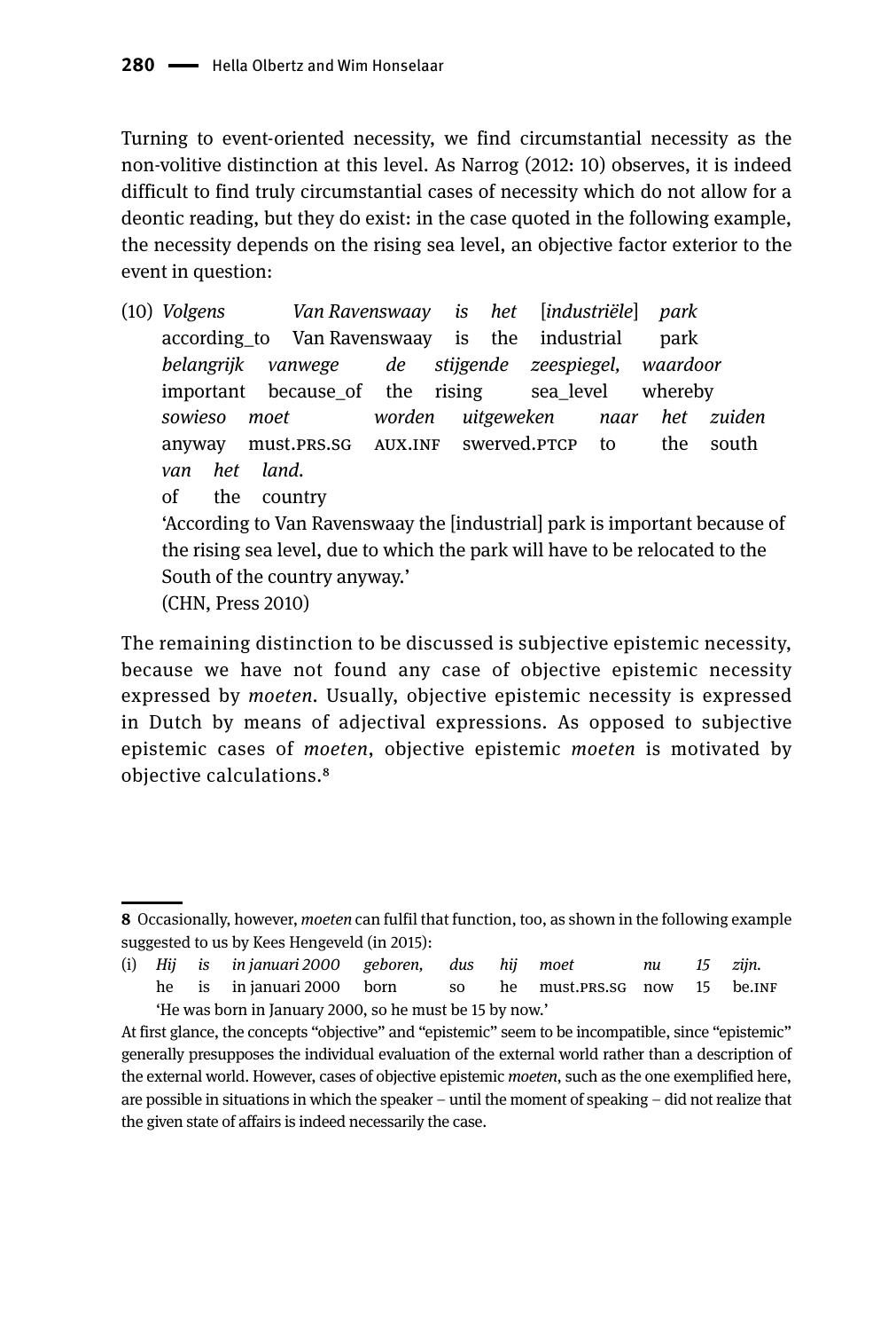Turning to event-oriented necessity, we find circumstantial necessity as the non-volitive distinction at this level. As Narrog (2012: 10) observes, it is indeed difficult to find truly circumstantial cases of necessity which do not allow for a deontic reading, but they do exist: in the case quoted in the following example, the necessity depends on the rising sea level, an objective factor exterior to the event in question:

(10) *Volgens Van Ravenswaay is het* [*industriële*] *park*
according_to Van Ravenswaay is the industrial park
*belangrijk vanwege de stijgende zeespiegel, waardoor*
important because_of the rising sea_level whereby
*sowieso moet worden uitgeweken naar het zuiden*
anyway must.PRS.SG AUX.INF swerved.PTCP to the south
*van het land.*
of the country
'According to Van Ravenswaay the [industrial] park is important because of the rising sea level, due to which the park will have to be relocated to the South of the country anyway.'
(CHN, Press 2010)

The remaining distinction to be discussed is subjective epistemic necessity, because we have not found any case of objective epistemic necessity expressed by *moeten*. Usually, objective epistemic necessity is expressed in Dutch by means of adjectival expressions. As opposed to subjective epistemic cases of *moeten*, objective epistemic *moeten* is motivated by objective calculations.[8]

---

**8** Occasionally, however, *moeten* can fulfil that function, too, as shown in the following example suggested to us by Kees Hengeveld (in 2015):

(i) *Hij is in januari 2000 geboren, dus hij moet nu 15 zijn.*
he is in januari 2000 born so he must.PRS.SG now 15 be.INF
'He was born in January 2000, so he must be 15 by now.'

At first glance, the concepts "objective" and "epistemic" seem to be incompatible, since "epistemic" generally presupposes the individual evaluation of the external world rather than a description of the external world. However, cases of objective epistemic *moeten*, such as the one exemplified here, are possible in situations in which the speaker – until the moment of speaking – did not realize that the given state of affairs is indeed necessarily the case.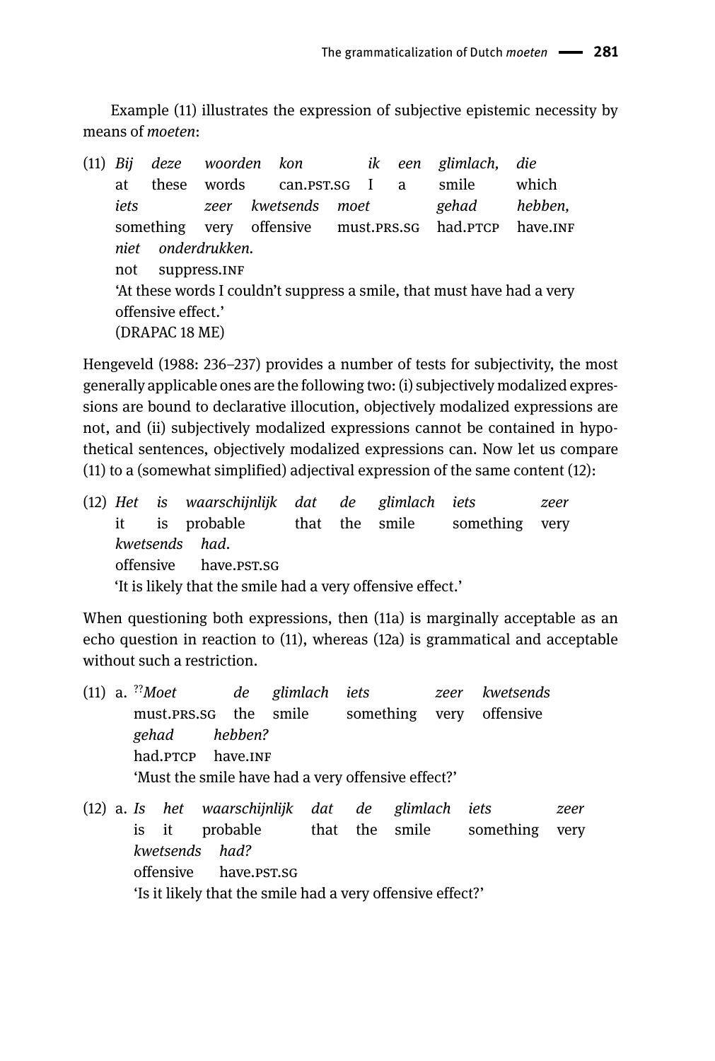Example (11) illustrates the expression of subjective epistemic necessity by means of *moeten*:

(11) *Bij deze woorden kon ik een glimlach, die iets zeer kwetsends moet gehad hebben, niet onderdrukken.*
at these words can.PST.SG I a smile which something very offensive must.PRS.SG had.PTCP have.INF not suppress.INF
'At these words I couldn't suppress a smile, that must have had a very offensive effect.'
(DRAPAC 18 ME)

Hengeveld (1988: 236–237) provides a number of tests for subjectivity, the most generally applicable ones are the following two: (i) subjectively modalized expressions are bound to declarative illocution, objectively modalized expressions are not, and (ii) subjectively modalized expressions cannot be contained in hypothetical sentences, objectively modalized expressions can. Now let us compare (11) to a (somewhat simplified) adjectival expression of the same content (12):

(12) *Het is waarschijnlijk dat de glimlach iets zeer kwetsends had.*
it is probable that the smile something very offensive have.PST.SG
'It is likely that the smile had a very offensive effect.'

When questioning both expressions, then (11a) is marginally acceptable as an echo question in reaction to (11), whereas (12a) is grammatical and acceptable without such a restriction.

(11) a. ??*Moet de glimlach iets zeer kwetsends gehad hebben?*
must.PRS.SG the smile something very offensive had.PTCP have.INF
'Must the smile have had a very offensive effect?'

(12) a. *Is het waarschijnlijk dat de glimlach iets zeer kwetsends had?*
is it probable that the smile something very offensive have.PST.SG
'Is it likely that the smile had a very offensive effect?'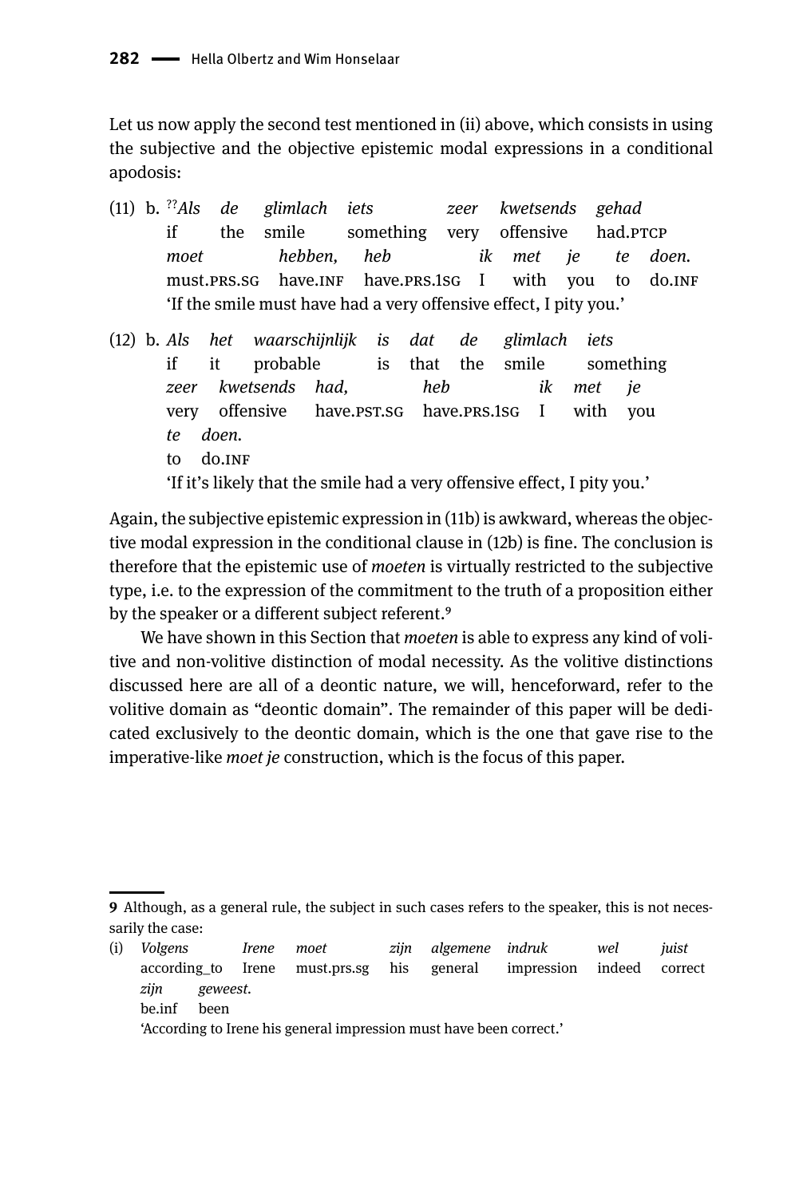Let us now apply the second test mentioned in (ii) above, which consists in using the subjective and the objective epistemic modal expressions in a conditional apodosis:

(11) b. ??*Als de glimlach iets zeer kwetsends gehad moet hebben, heb ik met je te doen.*
if the smile something very offensive had.PTCP must.PRS.SG have.INF have.PRS.1SG I with you to do.INF
'If the smile must have had a very offensive effect, I pity you.'

(12) b. *Als het waarschijnlijk is dat de glimlach iets zeer kwetsends had, heb ik met je te doen.*
if it probable is that the smile something very offensive have.PST.SG have.PRS.1SG I with you to do.INF
'If it's likely that the smile had a very offensive effect, I pity you.'

Again, the subjective epistemic expression in (11b) is awkward, whereas the objective modal expression in the conditional clause in (12b) is fine. The conclusion is therefore that the epistemic use of *moeten* is virtually restricted to the subjective type, i.e. to the expression of the commitment to the truth of a proposition either by the speaker or a different subject referent.[9]

We have shown in this Section that *moeten* is able to express any kind of volitive and non-volitive distinction of modal necessity. As the volitive distinctions discussed here are all of a deontic nature, we will, henceforward, refer to the volitive domain as "deontic domain". The remainder of this paper will be dedicated exclusively to the deontic domain, which is the one that gave rise to the imperative-like *moet je* construction, which is the focus of this paper.

---

**9** Although, as a general rule, the subject in such cases refers to the speaker, this is not necessarily the case:

(i) *Volgens Irene moet zijn algemene indruk wel juist zijn geweest.*
according_to Irene must.prs.sg his general impression indeed correct be.inf been
'According to Irene his general impression must have been correct.'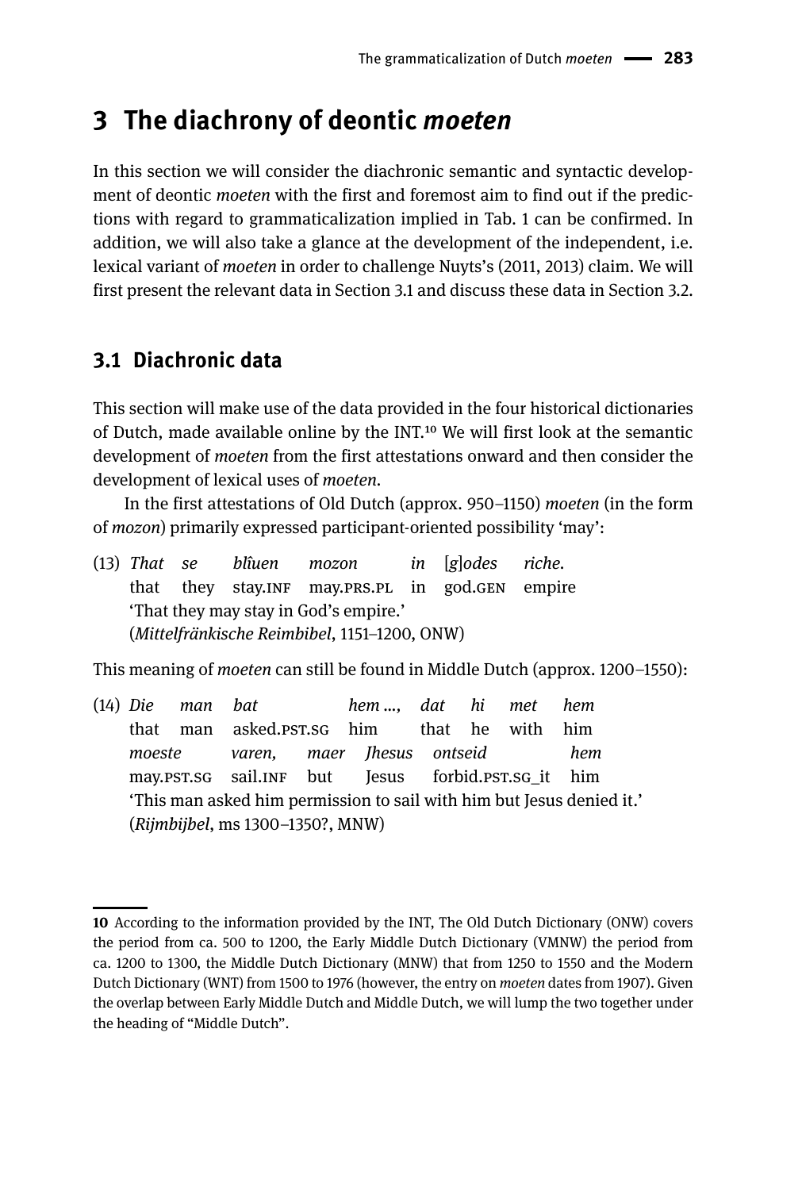# 3 The diachrony of deontic *moeten*

In this section we will consider the diachronic semantic and syntactic development of deontic *moeten* with the first and foremost aim to find out if the predictions with regard to grammaticalization implied in Tab. 1 can be confirmed. In addition, we will also take a glance at the development of the independent, i.e. lexical variant of *moeten* in order to challenge Nuyts's (2011, 2013) claim. We will first present the relevant data in Section 3.1 and discuss these data in Section 3.2.

## 3.1 Diachronic data

This section will make use of the data provided in the four historical dictionaries of Dutch, made available online by the INT.[10] We will first look at the semantic development of *moeten* from the first attestations onward and then consider the development of lexical uses of *moeten*.

In the first attestations of Old Dutch (approx. 950–1150) *moeten* (in the form of *mozon*) primarily expressed participant-oriented possibility 'may':

(13) *That se blîuen mozon in [g]odes riche.*
that they stay.INF may.PRS.PL in god.GEN empire
'That they may stay in God's empire.'
(*Mittelfränkische Reimbibel*, 1151–1200, ONW)

This meaning of *moeten* can still be found in Middle Dutch (approx. 1200–1550):

(14) *Die man bat hem ..., dat hi met hem moeste varen, maer Jhesus ontseid hem*
that man asked.PST.SG him that he with him may.PST.SG sail.INF but Jesus forbid.PST.SG_it him
'This man asked him permission to sail with him but Jesus denied it.'
(*Rijmbijbel*, ms 1300–1350?, MNW)

---

10 According to the information provided by the INT, The Old Dutch Dictionary (ONW) covers the period from ca. 500 to 1200, the Early Middle Dutch Dictionary (VMNW) the period from ca. 1200 to 1300, the Middle Dutch Dictionary (MNW) that from 1250 to 1550 and the Modern Dutch Dictionary (WNT) from 1500 to 1976 (however, the entry on *moeten* dates from 1907). Given the overlap between Early Middle Dutch and Middle Dutch, we will lump the two together under the heading of "Middle Dutch".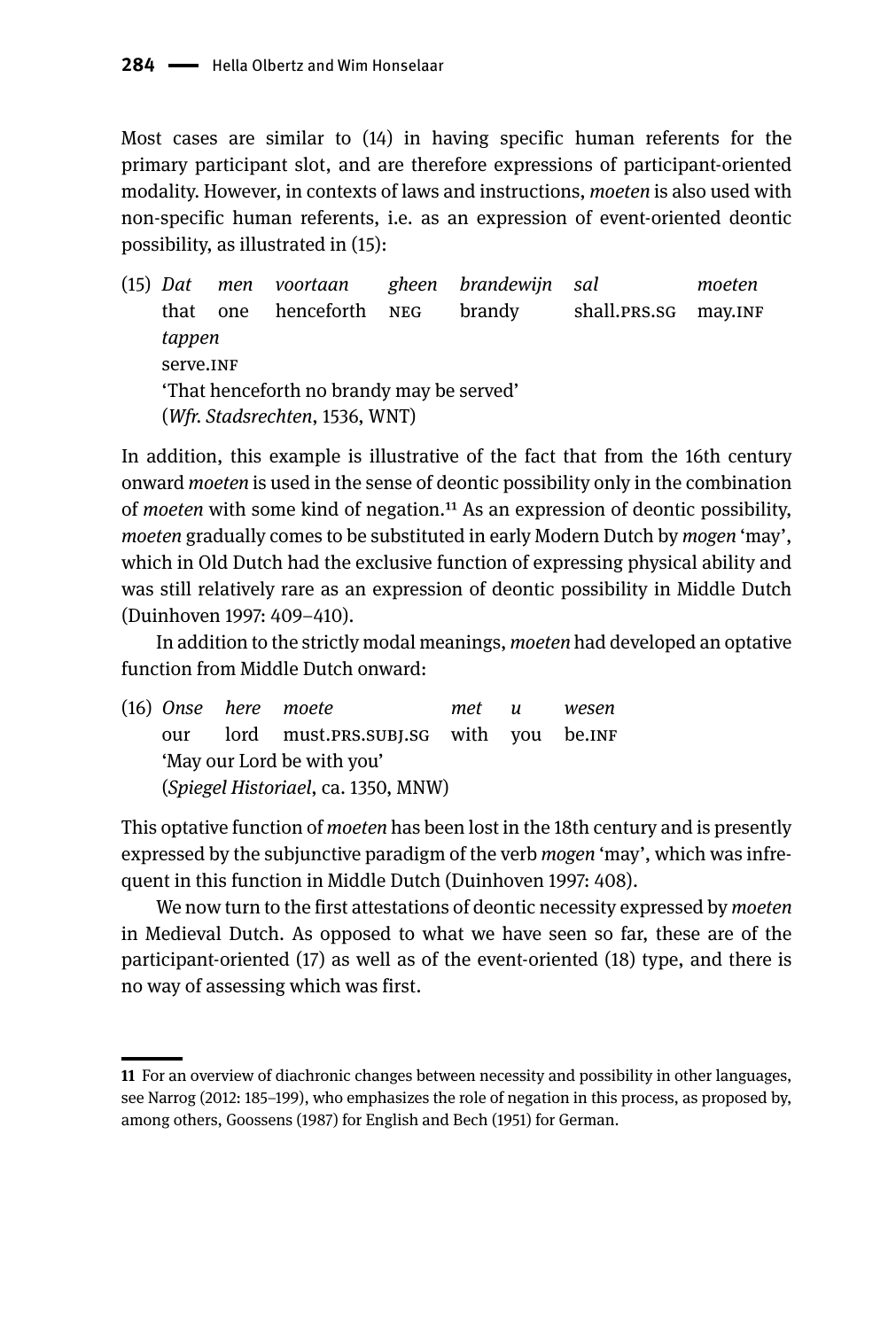Most cases are similar to (14) in having specific human referents for the primary participant slot, and are therefore expressions of participant-oriented modality. However, in contexts of laws and instructions, *moeten* is also used with non-specific human referents, i.e. as an expression of event-oriented deontic possibility, as illustrated in (15):

(15) *Dat men voortaan gheen brandewijn sal moeten tappen*
that one henceforth NEG brandy shall.PRS.SG may.INF serve.INF
'That henceforth no brandy may be served'
(*Wfr. Stadsrechten*, 1536, WNT)

In addition, this example is illustrative of the fact that from the 16th century onward *moeten* is used in the sense of deontic possibility only in the combination of *moeten* with some kind of negation.[11] As an expression of deontic possibility, *moeten* gradually comes to be substituted in early Modern Dutch by *mogen* 'may', which in Old Dutch had the exclusive function of expressing physical ability and was still relatively rare as an expression of deontic possibility in Middle Dutch (Duinhoven 1997: 409–410).

In addition to the strictly modal meanings, *moeten* had developed an optative function from Middle Dutch onward:

(16) *Onse here moete met u wesen*
our lord must.PRS.SUBJ.SG with you be.INF
'May our Lord be with you'
(*Spiegel Historiael*, ca. 1350, MNW)

This optative function of *moeten* has been lost in the 18th century and is presently expressed by the subjunctive paradigm of the verb *mogen* 'may', which was infrequent in this function in Middle Dutch (Duinhoven 1997: 408).

We now turn to the first attestations of deontic necessity expressed by *moeten* in Medieval Dutch. As opposed to what we have seen so far, these are of the participant-oriented (17) as well as of the event-oriented (18) type, and there is no way of assessing which was first.

---

**11** For an overview of diachronic changes between necessity and possibility in other languages, see Narrog (2012: 185–199), who emphasizes the role of negation in this process, as proposed by, among others, Goossens (1987) for English and Bech (1951) for German.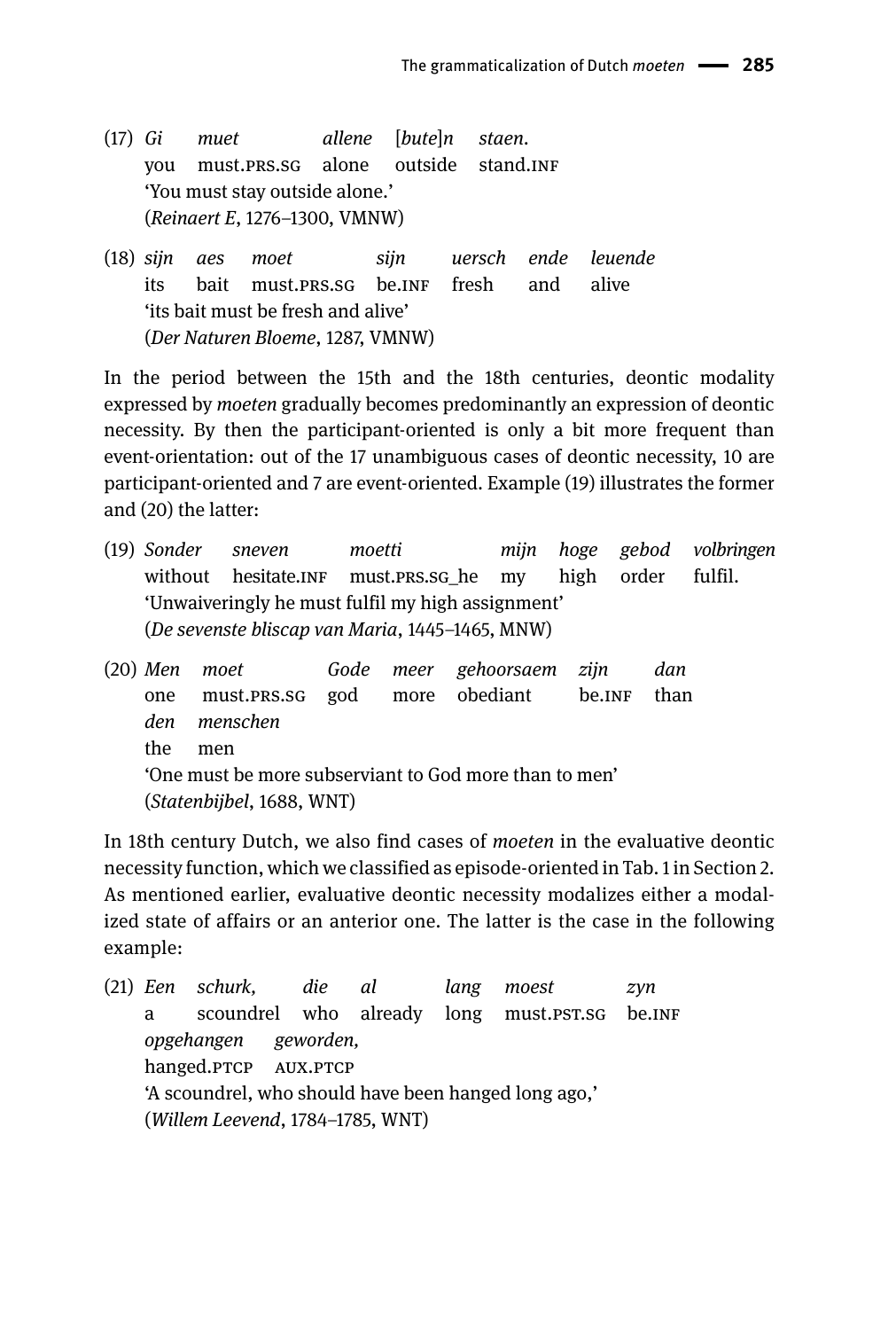(17) *Gi muet allene [bute]n staen.*
you must.PRS.SG alone outside stand.INF
'You must stay outside alone.'
(*Reinaert E*, 1276–1300, VMNW)

(18) *sijn aes moet sijn uersch ende leuende*
its bait must.PRS.SG be.INF fresh and alive
'its bait must be fresh and alive'
(*Der Naturen Bloeme*, 1287, VMNW)

In the period between the 15th and the 18th centuries, deontic modality expressed by *moeten* gradually becomes predominantly an expression of deontic necessity. By then the participant-oriented is only a bit more frequent than event-orientation: out of the 17 unambiguous cases of deontic necessity, 10 are participant-oriented and 7 are event-oriented. Example (19) illustrates the former and (20) the latter:

(19) *Sonder sneven moetti mijn hoge gebod volbringen*
without hesitate.INF must.PRS.SG_he my high order fulfil.
'Unwaiveringly he must fulfil my high assignment'
(*De sevenste bliscap van Maria*, 1445–1465, MNW)

(20) *Men moet Gode meer gehoorsaem zijn dan den menschen*
one must.PRS.SG god more obediant be.INF than the men
'One must be more subserviant to God more than to men'
(*Statenbijbel*, 1688, WNT)

In 18th century Dutch, we also find cases of *moeten* in the evaluative deontic necessity function, which we classified as episode-oriented in Tab. 1 in Section 2. As mentioned earlier, evaluative deontic necessity modalizes either a modalized state of affairs or an anterior one. The latter is the case in the following example:

(21) *Een schurk, die al lang moest zyn opgehangen geworden,*
a scoundrel who already long must.PST.SG be.INF hanged.PTCP AUX.PTCP
'A scoundrel, who should have been hanged long ago,'
(*Willem Leevend*, 1784–1785, WNT)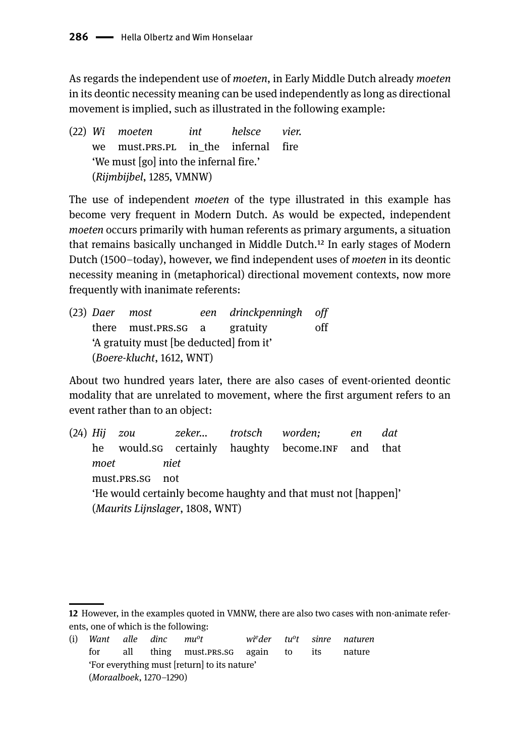As regards the independent use of *moeten*, in Early Middle Dutch already *moeten* in its deontic necessity meaning can be used independently as long as directional movement is implied, such as illustrated in the following example:

(22) *Wi moeten int helsce vier.*
we must.PRS.PL in_the infernal fire
'We must [go] into the infernal fire.'
(*Rijmbijbel*, 1285, VMNW)

The use of independent *moeten* of the type illustrated in this example has become very frequent in Modern Dutch. As would be expected, independent *moeten* occurs primarily with human referents as primary arguments, a situation that remains basically unchanged in Middle Dutch.[12] In early stages of Modern Dutch (1500–today), however, we find independent uses of *moeten* in its deontic necessity meaning in (metaphorical) directional movement contexts, now more frequently with inanimate referents:

(23) *Daer most een drinckpenningh off*
there must.PRS.SG a gratuity off
'A gratuity must [be deducted] from it'
(*Boere-klucht*, 1612, WNT)

About two hundred years later, there are also cases of event-oriented deontic modality that are unrelated to movement, where the first argument refers to an event rather than to an object:

(24) *Hij zou zeker... trotsch worden; en dat moet niet*
he would.SG certainly haughty become.INF and that must.PRS.SG not
'He would certainly become haughty and that must not [happen]'
(*Maurits Lijnslager*, 1808, WNT)

---

**12** However, in the examples quoted in VMNW, there are also two cases with non-animate referents, one of which is the following:

(i) *Want alle dinc mu<sup>o</sup>t wi<sup>e</sup>der tu<sup>o</sup>t sinre naturen*
for all thing must.PRS.SG again to its nature
'For everything must [return] to its nature'
(*Moraalboek*, 1270–1290)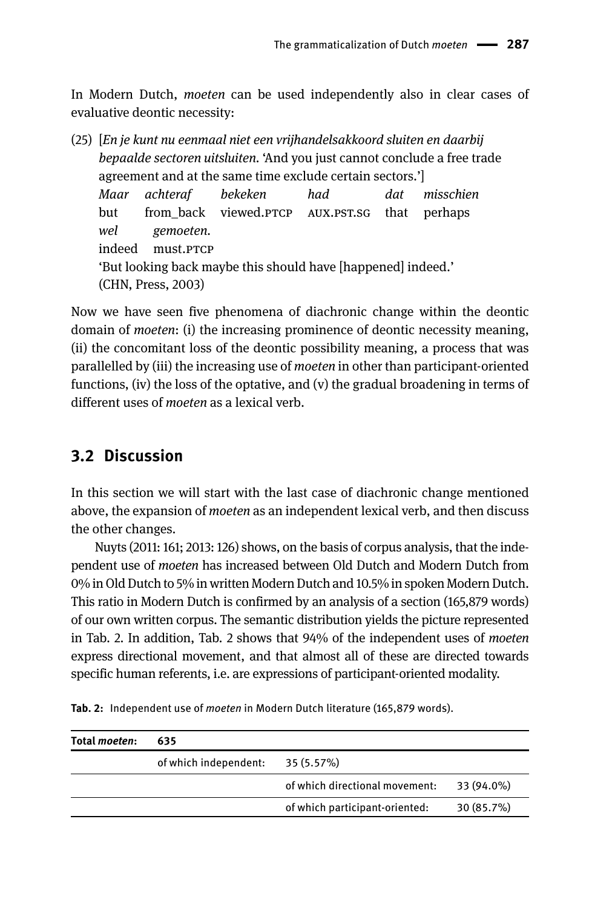In Modern Dutch, *moeten* can be used independently also in clear cases of evaluative deontic necessity:

(25) [*En je kunt nu eenmaal niet een vrijhandelsakkoord sluiten en daarbij bepaalde sectoren uitsluiten.* 'And you just cannot conclude a free trade agreement and at the same time exclude certain sectors.']

| *Maar* | *achteraf* | *bekeken* | *had* | *dat* | *misschien* |
|---|---|---|---|---|---|
| but | from_back | viewed.PTCP | AUX.PST.SG | that | perhaps |

| *wel* | *gemoeten.* |
|---|---|
| indeed | must.PTCP |

'But looking back maybe this should have [happened] indeed.'
(CHN, Press, 2003)

Now we have seen five phenomena of diachronic change within the deontic domain of *moeten*: (i) the increasing prominence of deontic necessity meaning, (ii) the concomitant loss of the deontic possibility meaning, a process that was parallelled by (iii) the increasing use of *moeten* in other than participant-oriented functions, (iv) the loss of the optative, and (v) the gradual broadening in terms of different uses of *moeten* as a lexical verb.

## 3.2 Discussion

In this section we will start with the last case of diachronic change mentioned above, the expansion of *moeten* as an independent lexical verb, and then discuss the other changes.

Nuyts (2011: 161; 2013: 126) shows, on the basis of corpus analysis, that the independent use of *moeten* has increased between Old Dutch and Modern Dutch from 0% in Old Dutch to 5% in written Modern Dutch and 10.5% in spoken Modern Dutch. This ratio in Modern Dutch is confirmed by an analysis of a section (165,879 words) of our own written corpus. The semantic distribution yields the picture represented in Tab. 2. In addition, Tab. 2 shows that 94% of the independent uses of *moeten* express directional movement, and that almost all of these are directed towards specific human referents, i.e. are expressions of participant-oriented modality.

**Tab. 2:** Independent use of *moeten* in Modern Dutch literature (165,879 words).

| **Total *moeten*:** | **635** | | |
|---|---|---|---|
| | of which independent: | 35 (5.57%) | |
| | | of which directional movement: | 33 (94.0%) |
| | | of which participant-oriented: | 30 (85.7%) |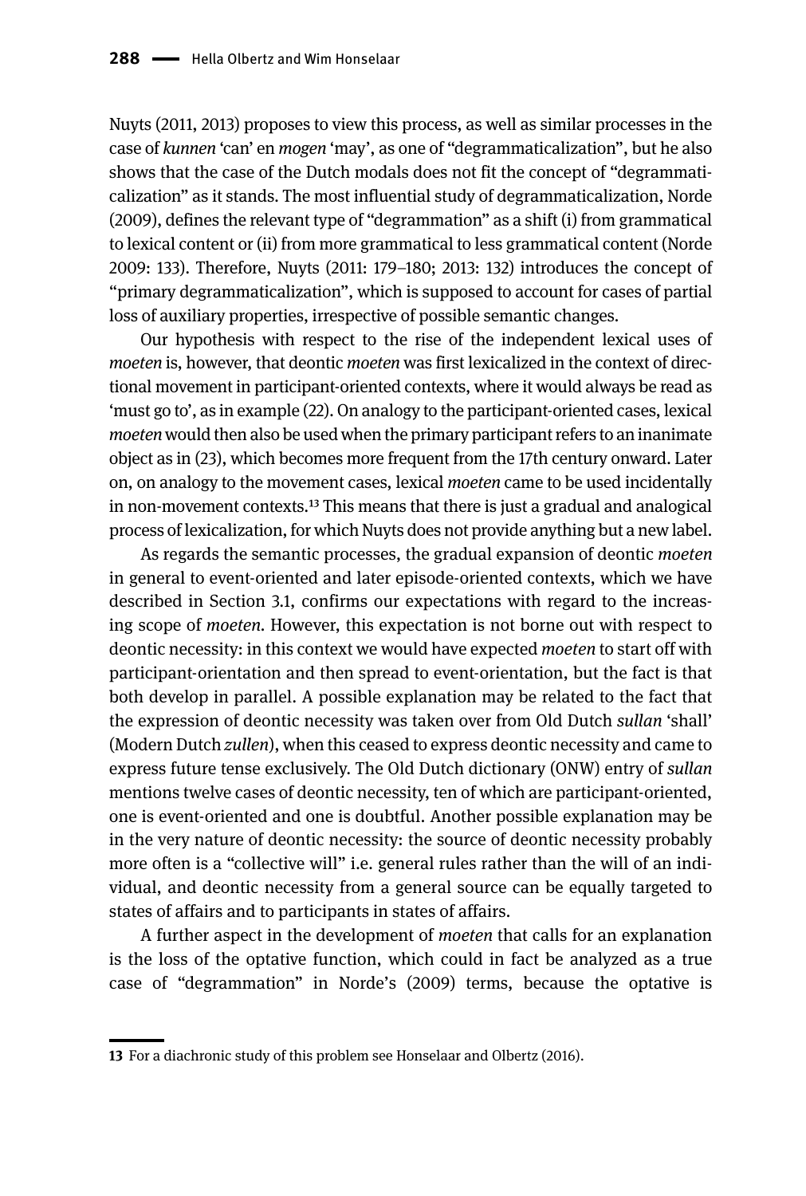Nuyts (2011, 2013) proposes to view this process, as well as similar processes in the case of *kunnen* 'can' en *mogen* 'may', as one of "degrammaticalization", but he also shows that the case of the Dutch modals does not fit the concept of "degrammaticalization" as it stands. The most influential study of degrammaticalization, Norde (2009), defines the relevant type of "degrammation" as a shift (i) from grammatical to lexical content or (ii) from more grammatical to less grammatical content (Norde 2009: 133). Therefore, Nuyts (2011: 179–180; 2013: 132) introduces the concept of "primary degrammaticalization", which is supposed to account for cases of partial loss of auxiliary properties, irrespective of possible semantic changes.

Our hypothesis with respect to the rise of the independent lexical uses of *moeten* is, however, that deontic *moeten* was first lexicalized in the context of directional movement in participant-oriented contexts, where it would always be read as 'must go to', as in example (22). On analogy to the participant-oriented cases, lexical *moeten* would then also be used when the primary participant refers to an inanimate object as in (23), which becomes more frequent from the 17th century onward. Later on, on analogy to the movement cases, lexical *moeten* came to be used incidentally in non-movement contexts.[13] This means that there is just a gradual and analogical process of lexicalization, for which Nuyts does not provide anything but a new label.

As regards the semantic processes, the gradual expansion of deontic *moeten* in general to event-oriented and later episode-oriented contexts, which we have described in Section 3.1, confirms our expectations with regard to the increasing scope of *moeten*. However, this expectation is not borne out with respect to deontic necessity: in this context we would have expected *moeten* to start off with participant-orientation and then spread to event-orientation, but the fact is that both develop in parallel. A possible explanation may be related to the fact that the expression of deontic necessity was taken over from Old Dutch *sullan* 'shall' (Modern Dutch *zullen*), when this ceased to express deontic necessity and came to express future tense exclusively. The Old Dutch dictionary (ONW) entry of *sullan* mentions twelve cases of deontic necessity, ten of which are participant-oriented, one is event-oriented and one is doubtful. Another possible explanation may be in the very nature of deontic necessity: the source of deontic necessity probably more often is a "collective will" i.e. general rules rather than the will of an individual, and deontic necessity from a general source can be equally targeted to states of affairs and to participants in states of affairs.

A further aspect in the development of *moeten* that calls for an explanation is the loss of the optative function, which could in fact be analyzed as a true case of "degrammation" in Norde's (2009) terms, because the optative is

---

13 For a diachronic study of this problem see Honselaar and Olbertz (2016).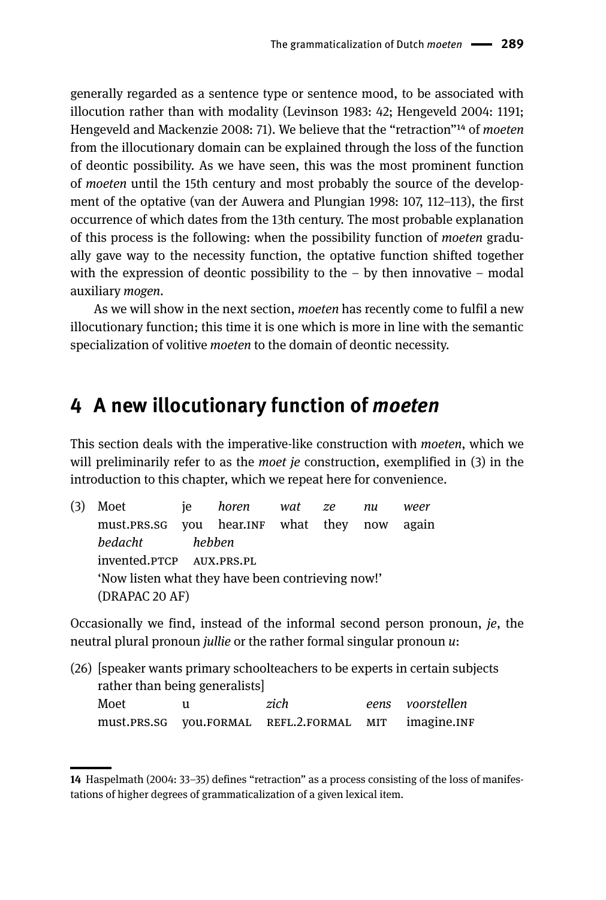generally regarded as a sentence type or sentence mood, to be associated with illocution rather than with modality (Levinson 1983: 42; Hengeveld 2004: 1191; Hengeveld and Mackenzie 2008: 71). We believe that the "retraction"[14] of *moeten* from the illocutionary domain can be explained through the loss of the function of deontic possibility. As we have seen, this was the most prominent function of *moeten* until the 15th century and most probably the source of the development of the optative (van der Auwera and Plungian 1998: 107, 112–113), the first occurrence of which dates from the 13th century. The most probable explanation of this process is the following: when the possibility function of *moeten* gradually gave way to the necessity function, the optative function shifted together with the expression of deontic possibility to the – by then innovative – modal auxiliary *mogen*.

As we will show in the next section, *moeten* has recently come to fulfil a new illocutionary function; this time it is one which is more in line with the semantic specialization of volitive *moeten* to the domain of deontic necessity.

## 4 A new illocutionary function of *moeten*

This section deals with the imperative-like construction with *moeten*, which we will preliminarily refer to as the *moet je* construction, exemplified in (3) in the introduction to this chapter, which we repeat here for convenience.

(3) Moet je *horen* *wat* *ze* *nu* *weer*
must.PRS.SG you hear.INF what they now again
*bedacht* *hebben*
invented.PTCP AUX.PRS.PL
'Now listen what they have been contrieving now!'
(DRAPAC 20 AF)

Occasionally we find, instead of the informal second person pronoun, *je*, the neutral plural pronoun *jullie* or the rather formal singular pronoun *u*:

(26) [speaker wants primary schoolteachers to be experts in certain subjects rather than being generalists]
Moet u *zich* *eens* *voorstellen*
must.PRS.SG you.FORMAL REFL.2.FORMAL MIT imagine.INF

14 Haspelmath (2004: 33–35) defines "retraction" as a process consisting of the loss of manifestations of higher degrees of grammaticalization of a given lexical item.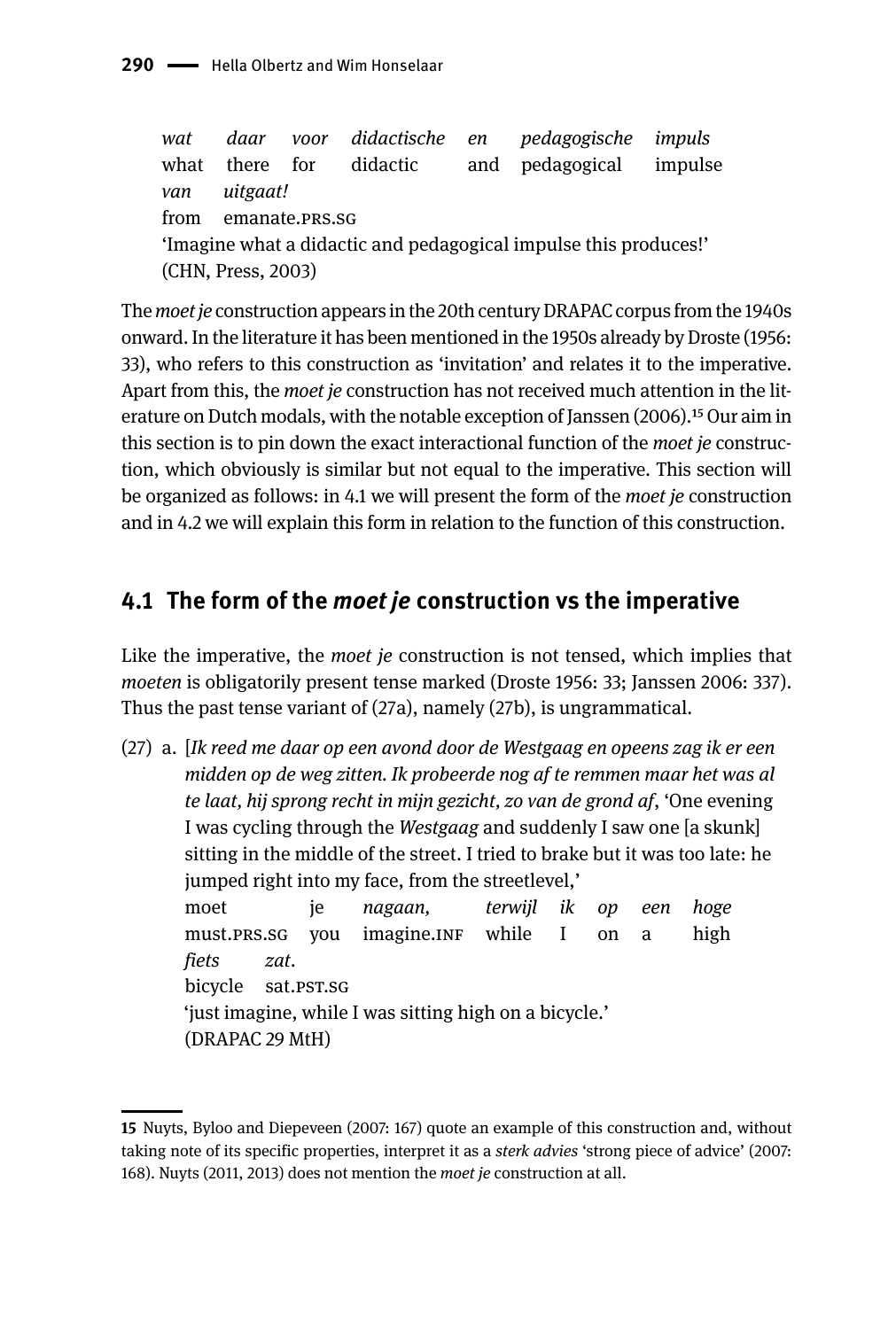*wat* *daar* *voor* *didactische* *en* *pedagogische* *impuls*
what there for didactic and pedagogical impulse
*van* *uitgaat!*
from emanate.PRS.SG
'Imagine what a didactic and pedagogical impulse this produces!'
(CHN, Press, 2003)

The *moet je* construction appears in the 20th century DRAPAC corpus from the 1940s onward. In the literature it has been mentioned in the 1950s already by Droste (1956: 33), who refers to this construction as 'invitation' and relates it to the imperative. Apart from this, the *moet je* construction has not received much attention in the literature on Dutch modals, with the notable exception of Janssen (2006).[15] Our aim in this section is to pin down the exact interactional function of the *moet je* construction, which obviously is similar but not equal to the imperative. This section will be organized as follows: in 4.1 we will present the form of the *moet je* construction and in 4.2 we will explain this form in relation to the function of this construction.

## 4.1 The form of the *moet je* construction vs the imperative

Like the imperative, the *moet je* construction is not tensed, which implies that *moeten* is obligatorily present tense marked (Droste 1956: 33; Janssen 2006: 337). Thus the past tense variant of (27a), namely (27b), is ungrammatical.

(27) a. [*Ik reed me daar op een avond door de Westgaag en opeens zag ik er een midden op de weg zitten. Ik probeerde nog af te remmen maar het was al te laat, hij sprong recht in mijn gezicht, zo van de grond af*, 'One evening I was cycling through the *Westgaag* and suddenly I saw one [a skunk] sitting in the middle of the street. I tried to brake but it was too late: he jumped right into my face, from the streetlevel,'
moet je *nagaan,* *terwijl* *ik* *op* *een* *hoge*
must.PRS.SG you imagine.INF while I on a high
*fiets* *zat*.
bicycle sat.PST.SG
'just imagine, while I was sitting high on a bicycle.'
(DRAPAC 29 MtH)

---

15 Nuyts, Byloo and Diepeveen (2007: 167) quote an example of this construction and, without taking note of its specific properties, interpret it as a *sterk advies* 'strong piece of advice' (2007: 168). Nuyts (2011, 2013) does not mention the *moet je* construction at all.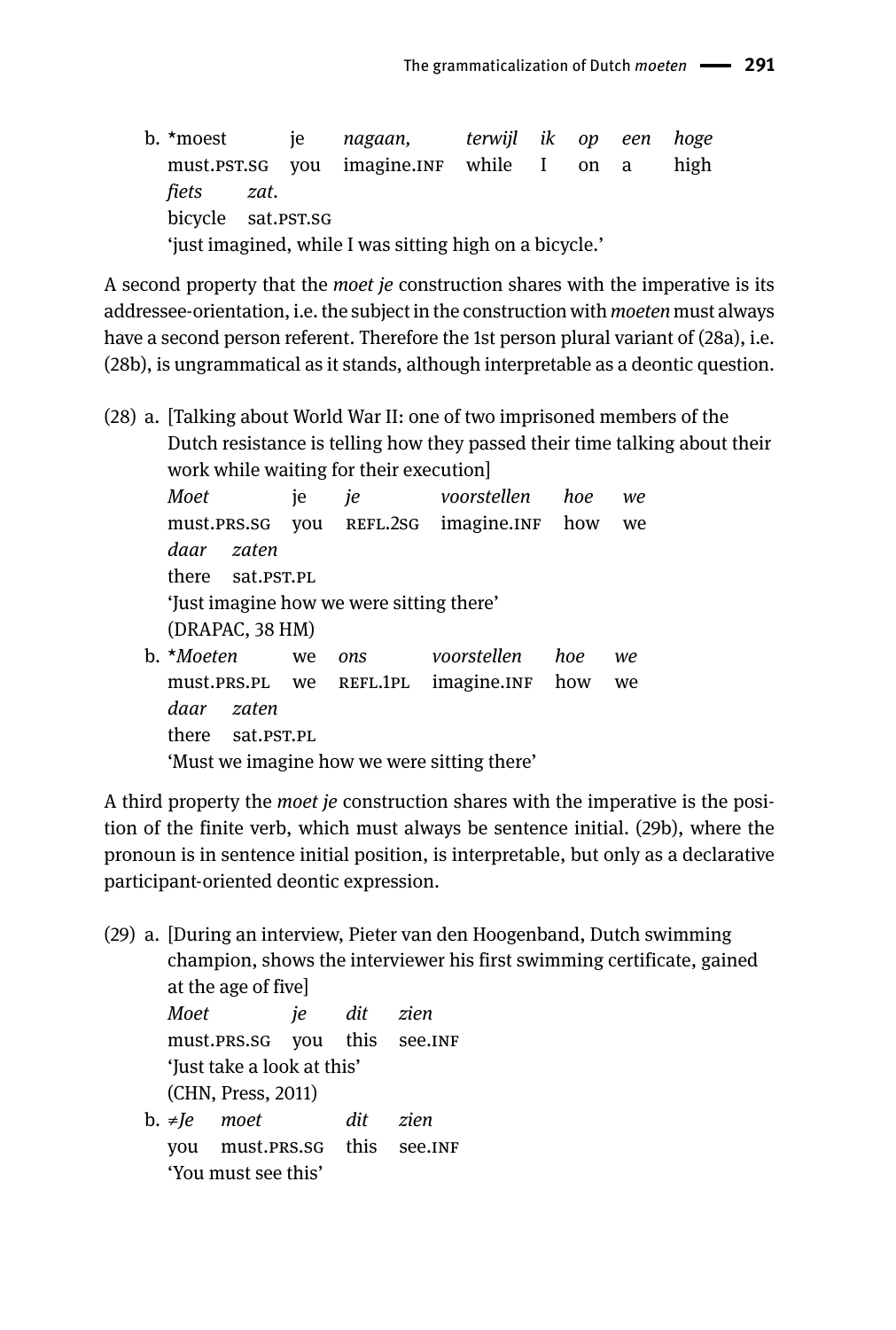b. \*moest je *nagaan, terwijl ik op een hoge*
   must.PST.SG you imagine.INF while I on a high
   *fiets zat.*
   bicycle sat.PST.SG
   'just imagined, while I was sitting high on a bicycle.'

A second property that the *moet je* construction shares with the imperative is its addressee-orientation, i.e. the subject in the construction with *moeten* must always have a second person referent. Therefore the 1st person plural variant of (28a), i.e. (28b), is ungrammatical as it stands, although interpretable as a deontic question.

(28) a. [Talking about World War II: one of two imprisoned members of the Dutch resistance is telling how they passed their time talking about their work while waiting for their execution]
   *Moet* je *je voorstellen hoe we*
   must.PRS.SG you REFL.2SG imagine.INF how we
   *daar zaten*
   there sat.PST.PL
   'Just imagine how we were sitting there'
   (DRAPAC, 38 HM)

b. \**Moeten* we *ons voorstellen hoe we*
   must.PRS.PL we REFL.1PL imagine.INF how we
   *daar zaten*
   there sat.PST.PL
   'Must we imagine how we were sitting there'

A third property the *moet je* construction shares with the imperative is the position of the finite verb, which must always be sentence initial. (29b), where the pronoun is in sentence initial position, is interpretable, but only as a declarative participant-oriented deontic expression.

(29) a. [During an interview, Pieter van den Hoogenband, Dutch swimming champion, shows the interviewer his first swimming certificate, gained at the age of five]
   *Moet je dit zien*
   must.PRS.SG you this see.INF
   'Just take a look at this'
   (CHN, Press, 2011)

b. ≠*Je moet dit zien*
   you must.PRS.SG this see.INF
   'You must see this'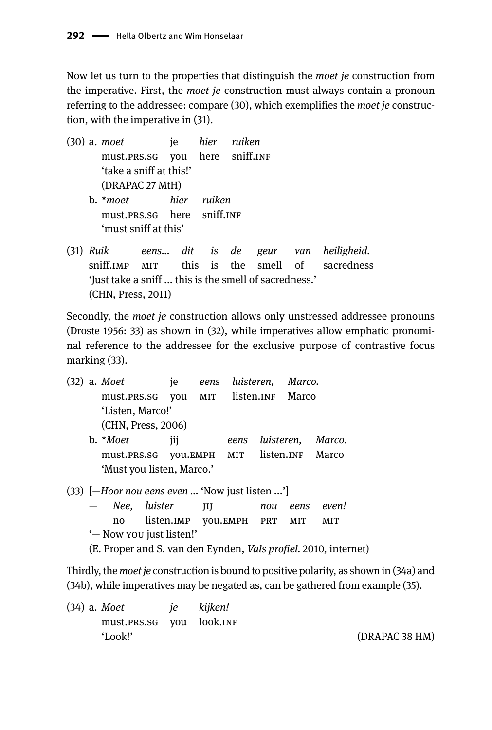Now let us turn to the properties that distinguish the *moet je* construction from the imperative. First, the *moet je* construction must always contain a pronoun referring to the addressee: compare (30), which exemplifies the *moet je* construction, with the imperative in (31).

(30) a. *moet* je *hier* *ruiken*
must.PRS.SG you here sniff.INF
'take a sniff at this!'
(DRAPAC 27 MtH)

b. \**moet* *hier* *ruiken*
must.PRS.SG here sniff.INF
'must sniff at this'

(31) *Ruik* *eens…* *dit* *is* *de* *geur* *van* *heiligheid.*
sniff.IMP MIT this is the smell of sacredness
'Just take a sniff … this is the smell of sacredness.'
(CHN, Press, 2011)

Secondly, the *moet je* construction allows only unstressed addressee pronouns (Droste 1956: 33) as shown in (32), while imperatives allow emphatic pronominal reference to the addressee for the exclusive purpose of contrastive focus marking (33).

(32) a. *Moet* je *eens* *luisteren,* *Marco.*
must.PRS.SG you MIT listen.INF Marco
'Listen, Marco!'
(CHN, Press, 2006)

b. \**Moet* jij *eens* *luisteren,* *Marco.*
must.PRS.SG you.EMPH MIT listen.INF Marco
'Must you listen, Marco.'

(33) [—*Hoor nou eens even* … 'Now just listen …']
— *Nee,* *luister* JIJ *nou* *eens* *even!*
no listen.IMP you.EMPH PRT MIT MIT
'— Now YOU just listen!'
(E. Proper and S. van den Eynden, *Vals profiel*. 2010, internet)

Thirdly, the *moet je* construction is bound to positive polarity, as shown in (34a) and (34b), while imperatives may be negated as, can be gathered from example (35).

(34) a. *Moet* *je* *kijken!*
must.PRS.SG you look.INF
'Look!' (DRAPAC 38 HM)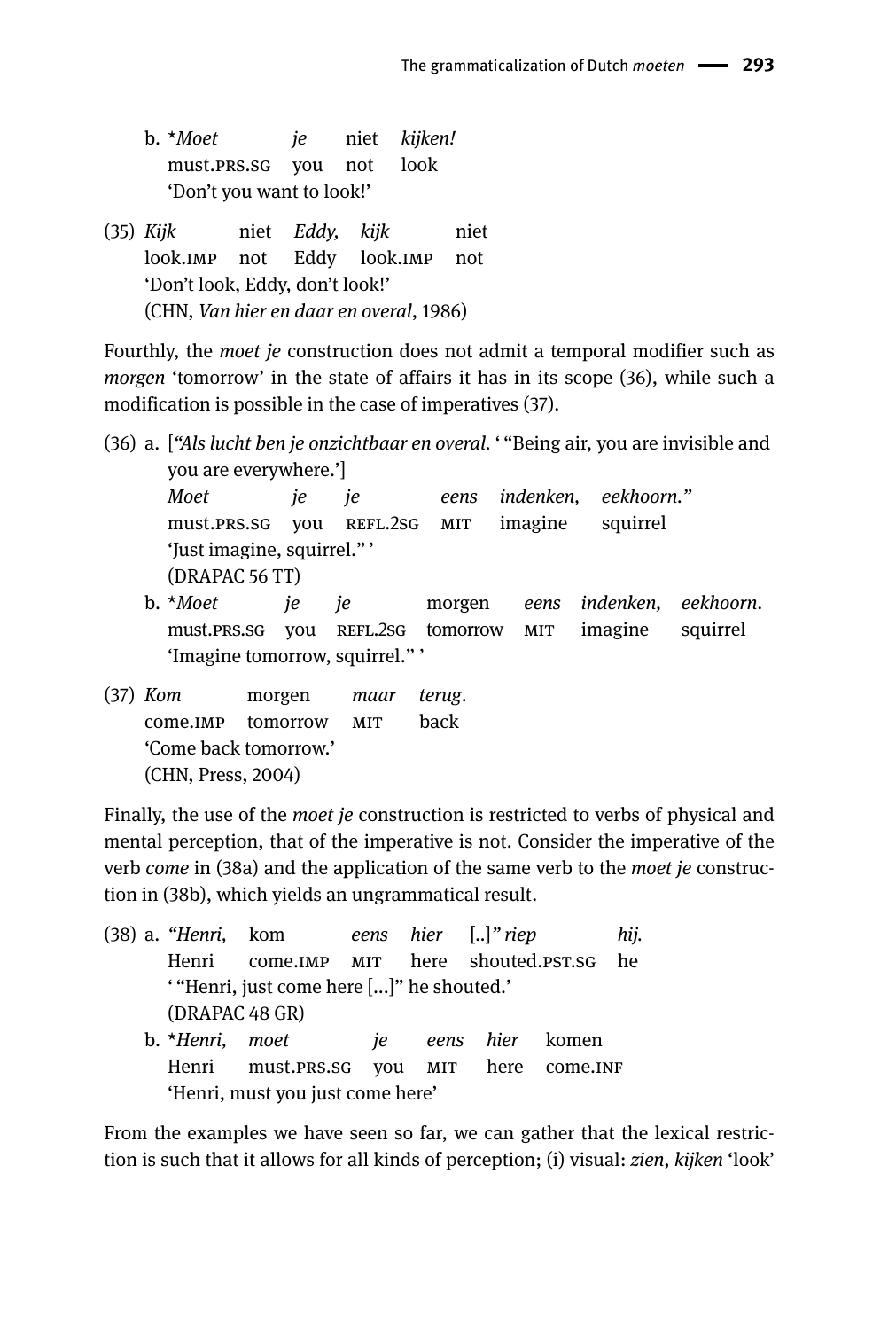b. *Moet je niet kijken!
   must.PRS.SG you not look
   'Don't you want to look!'

(35) *Kijk* niet *Eddy, kijk* niet
   look.IMP not Eddy look.IMP not
   'Don't look, Eddy, don't look!'
   (CHN, *Van hier en daar en overal*, 1986)

Fourthly, the *moet je* construction does not admit a temporal modifier such as *morgen* 'tomorrow' in the state of affairs it has in its scope (36), while such a modification is possible in the case of imperatives (37).

(36) a. [*"Als lucht ben je onzichtbaar en overal.* ' "Being air, you are invisible and you are everywhere.']
   *Moet je je eens indenken, eekhoorn."*
   must.PRS.SG you REFL.2SG MIT imagine squirrel
   'Just imagine, squirrel." '
   (DRAPAC 56 TT)

   b. **Moet je je* morgen *eens indenken, eekhoorn.*
   must.PRS.SG you REFL.2SG tomorrow MIT imagine squirrel
   'Imagine tomorrow, squirrel." '

(37) *Kom* morgen *maar terug.*
   come.IMP tomorrow MIT back
   'Come back tomorrow.'
   (CHN, Press, 2004)

Finally, the use of the *moet je* construction is restricted to verbs of physical and mental perception, that of the imperative is not. Consider the imperative of the verb *come* in (38a) and the application of the same verb to the *moet je* construction in (38b), which yields an ungrammatical result.

(38) a. *"Henri,* kom *eens hier* [..]*" riep hij.*
   Henri come.IMP MIT here shouted.PST.SG he
   ' "Henri, just come here [...]" he shouted.'
   (DRAPAC 48 GR)

   b. **Henri, moet je eens hier* komen
   Henri must.PRS.SG you MIT here come.INF
   'Henri, must you just come here'

From the examples we have seen so far, we can gather that the lexical restriction is such that it allows for all kinds of perception; (i) visual: *zien*, *kijken* 'look'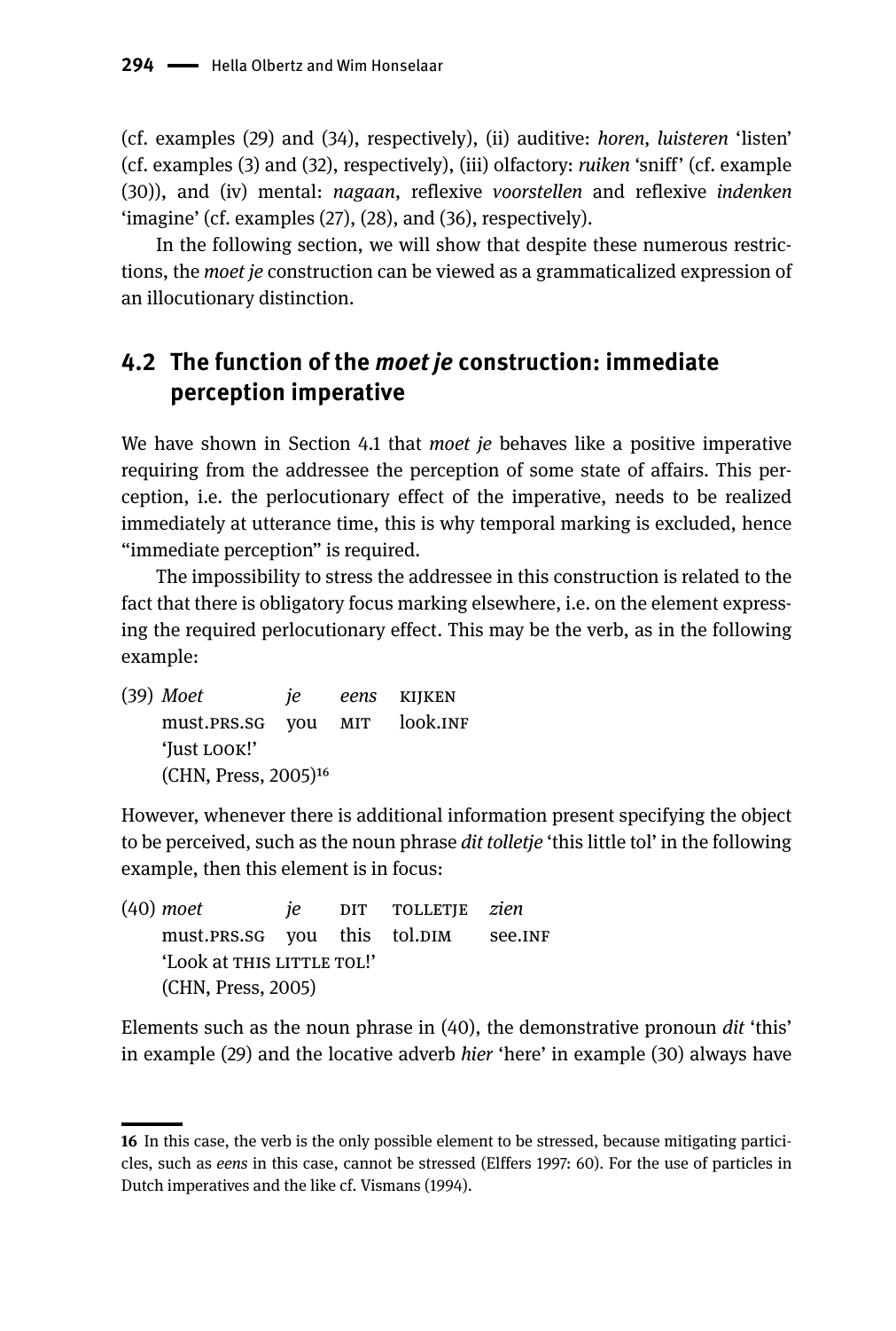(cf. examples (29) and (34), respectively), (ii) auditive: *horen*, *luisteren* 'listen' (cf. examples (3) and (32), respectively), (iii) olfactory: *ruiken* 'sniff' (cf. example (30)), and (iv) mental: *nagaan*, reflexive *voorstellen* and reflexive *indenken* 'imagine' (cf. examples (27), (28), and (36), respectively).

In the following section, we will show that despite these numerous restrictions, the *moet je* construction can be viewed as a grammaticalized expression of an illocutionary distinction.

## 4.2 The function of the *moet je* construction: immediate perception imperative

We have shown in Section 4.1 that *moet je* behaves like a positive imperative requiring from the addressee the perception of some state of affairs. This perception, i.e. the perlocutionary effect of the imperative, needs to be realized immediately at utterance time, this is why temporal marking is excluded, hence "immediate perception" is required.

The impossibility to stress the addressee in this construction is related to the fact that there is obligatory focus marking elsewhere, i.e. on the element expressing the required perlocutionary effect. This may be the verb, as in the following example:

(39) *Moet* *je* *eens* KIJKEN
must.PRS.SG you MIT look.INF
'Just LOOK!'
(CHN, Press, 2005)[16]

However, whenever there is additional information present specifying the object to be perceived, such as the noun phrase *dit tolletje* 'this little tol' in the following example, then this element is in focus:

(40) *moet* *je* DIT TOLLETJE *zien*
must.PRS.SG you this tol.DIM see.INF
'Look at THIS LITTLE TOL!'
(CHN, Press, 2005)

Elements such as the noun phrase in (40), the demonstrative pronoun *dit* 'this' in example (29) and the locative adverb *hier* 'here' in example (30) always have

---

16 In this case, the verb is the only possible element to be stressed, because mitigating particles, such as *eens* in this case, cannot be stressed (Elffers 1997: 60). For the use of particles in Dutch imperatives and the like cf. Vismans (1994).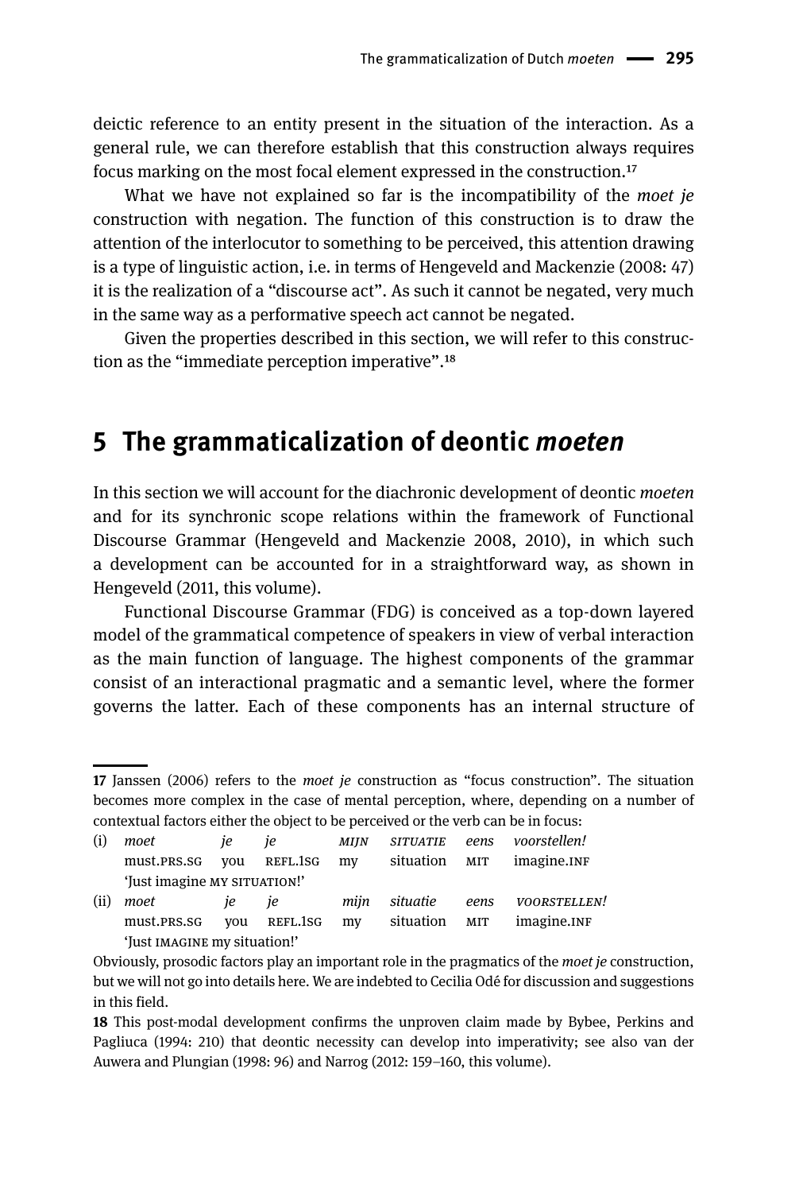deictic reference to an entity present in the situation of the interaction. As a general rule, we can therefore establish that this construction always requires focus marking on the most focal element expressed in the construction.[17]

What we have not explained so far is the incompatibility of the *moet je* construction with negation. The function of this construction is to draw the attention of the interlocutor to something to be perceived, this attention drawing is a type of linguistic action, i.e. in terms of Hengeveld and Mackenzie (2008: 47) it is the realization of a "discourse act". As such it cannot be negated, very much in the same way as a performative speech act cannot be negated.

Given the properties described in this section, we will refer to this construction as the "immediate perception imperative".[18]

## 5 The grammaticalization of deontic *moeten*

In this section we will account for the diachronic development of deontic *moeten* and for its synchronic scope relations within the framework of Functional Discourse Grammar (Hengeveld and Mackenzie 2008, 2010), in which such a development can be accounted for in a straightforward way, as shown in Hengeveld (2011, this volume).

Functional Discourse Grammar (FDG) is conceived as a top-down layered model of the grammatical competence of speakers in view of verbal interaction as the main function of language. The highest components of the grammar consist of an interactional pragmatic and a semantic level, where the former governs the latter. Each of these components has an internal structure of

---

**17** Janssen (2006) refers to the *moet je* construction as "focus construction". The situation becomes more complex in the case of mental perception, where, depending on a number of contextual factors either the object to be perceived or the verb can be in focus:

(i) *moet* *je* *je* *MIJN* *SITUATIE* *eens* *voorstellen!*
must.PRS.SG you REFL.1SG my situation MIT imagine.INF
'Just imagine MY SITUATION!'

(ii) *moet* *je* *je* *mijn* *situatie* *eens* *VOORSTELLEN!*
must.PRS.SG you REFL.1SG my situation MIT imagine.INF
'Just IMAGINE my situation!'

Obviously, prosodic factors play an important role in the pragmatics of the *moet je* construction, but we will not go into details here. We are indebted to Cecilia Odé for discussion and suggestions in this field.

**18** This post-modal development confirms the unproven claim made by Bybee, Perkins and Pagliuca (1994: 210) that deontic necessity can develop into imperativity; see also van der Auwera and Plungian (1998: 96) and Narrog (2012: 159–160, this volume).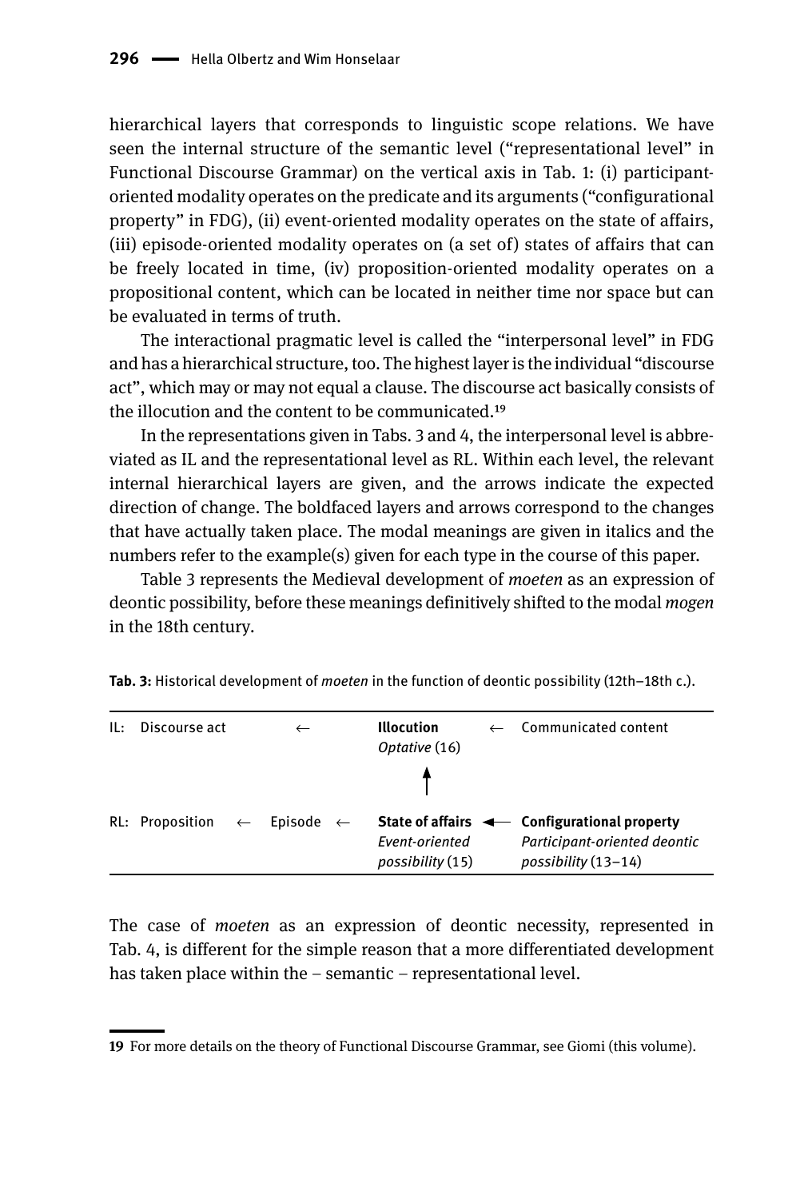hierarchical layers that corresponds to linguistic scope relations. We have seen the internal structure of the semantic level ("representational level" in Functional Discourse Grammar) on the vertical axis in Tab. 1: (i) participant-oriented modality operates on the predicate and its arguments ("configurational property" in FDG), (ii) event-oriented modality operates on the state of affairs, (iii) episode-oriented modality operates on (a set of) states of affairs that can be freely located in time, (iv) proposition-oriented modality operates on a propositional content, which can be located in neither time nor space but can be evaluated in terms of truth.

The interactional pragmatic level is called the "interpersonal level" in FDG and has a hierarchical structure, too. The highest layer is the individual "discourse act", which may or may not equal a clause. The discourse act basically consists of the illocution and the content to be communicated.[19]

In the representations given in Tabs. 3 and 4, the interpersonal level is abbreviated as IL and the representational level as RL. Within each level, the relevant internal hierarchical layers are given, and the arrows indicate the expected direction of change. The boldfaced layers and arrows correspond to the changes that have actually taken place. The modal meanings are given in italics and the numbers refer to the example(s) given for each type in the course of this paper.

Table 3 represents the Medieval development of *moeten* as an expression of deontic possibility, before these meanings definitively shifted to the modal *mogen* in the 18th century.

**Tab. 3:** Historical development of *moeten* in the function of deontic possibility (12th–18th c.).

| | | | | | | | |
|---|---|---|---|---|---|---|---|
| IL: | Discourse act | | | ← | **Illocution** *Optative* (16) | ← | Communicated content |
| | | | | | **↑** | | |
| RL: | Proposition | ← | Episode | ← | **State of affairs** *Event-oriented possibility* (15) | **←** | **Configurational property** *Participant-oriented deontic possibility* (13–14) |

The case of *moeten* as an expression of deontic necessity, represented in Tab. 4, is different for the simple reason that a more differentiated development has taken place within the – semantic – representational level.

---

19 For more details on the theory of Functional Discourse Grammar, see Giomi (this volume).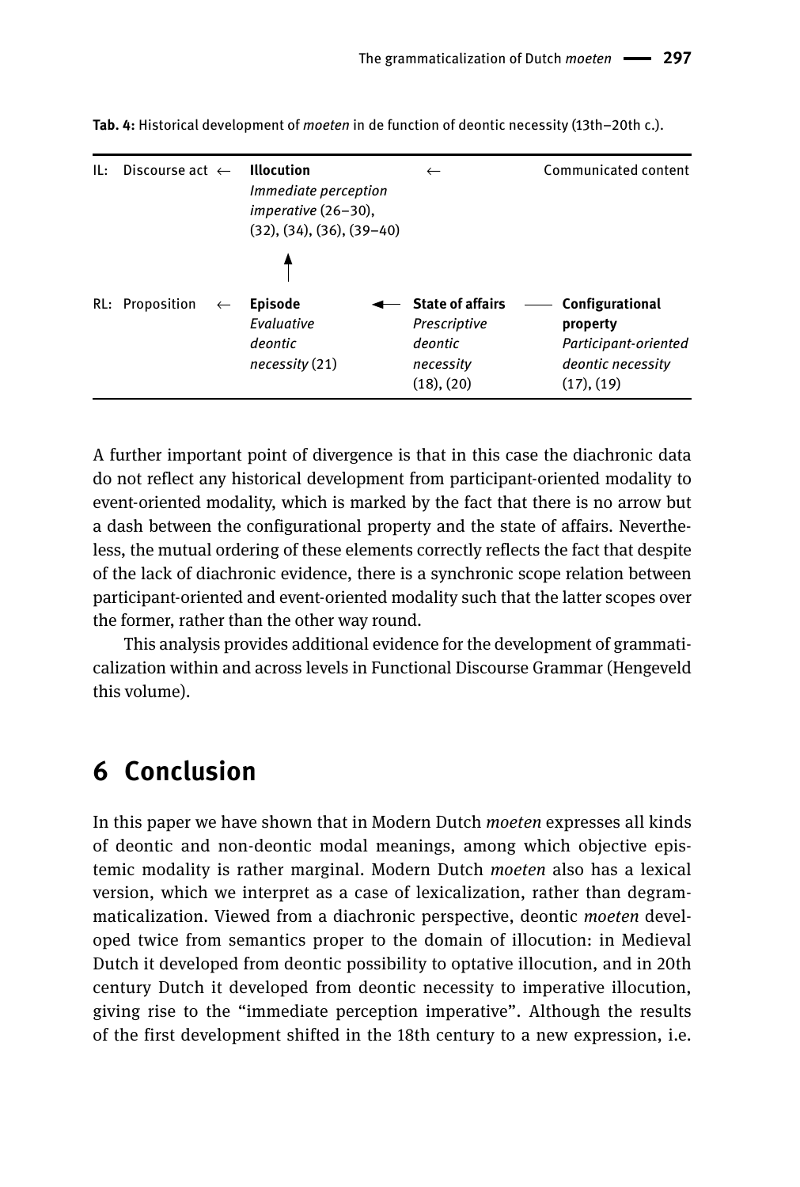**Tab. 4:** Historical development of *moeten* in de function of deontic necessity (13th–20th c.).

| | | | | | | |
|---|---|---|---|---|---|---|
| IL: | Discourse act ← | **Illocution** *Immediate perception imperative* (26–30), (32), (34), (36), (39–40) | ← | | | Communicated content |
| | | ↑ | | | | |
| RL: | Proposition ← | **Episode** *Evaluative deontic necessity* (21) | ← | **State of affairs** *Prescriptive deontic necessity* (18), (20) | —— | **Configurational property** *Participant-oriented deontic necessity* (17), (19) |

A further important point of divergence is that in this case the diachronic data do not reflect any historical development from participant-oriented modality to event-oriented modality, which is marked by the fact that there is no arrow but a dash between the configurational property and the state of affairs. Nevertheless, the mutual ordering of these elements correctly reflects the fact that despite of the lack of diachronic evidence, there is a synchronic scope relation between participant-oriented and event-oriented modality such that the latter scopes over the former, rather than the other way round.

This analysis provides additional evidence for the development of grammaticalization within and across levels in Functional Discourse Grammar (Hengeveld this volume).

## 6 Conclusion

In this paper we have shown that in Modern Dutch *moeten* expresses all kinds of deontic and non-deontic modal meanings, among which objective epistemic modality is rather marginal. Modern Dutch *moeten* also has a lexical version, which we interpret as a case of lexicalization, rather than degrammaticalization. Viewed from a diachronic perspective, deontic *moeten* developed twice from semantics proper to the domain of illocution: in Medieval Dutch it developed from deontic possibility to optative illocution, and in 20th century Dutch it developed from deontic necessity to imperative illocution, giving rise to the "immediate perception imperative". Although the results of the first development shifted in the 18th century to a new expression, i.e.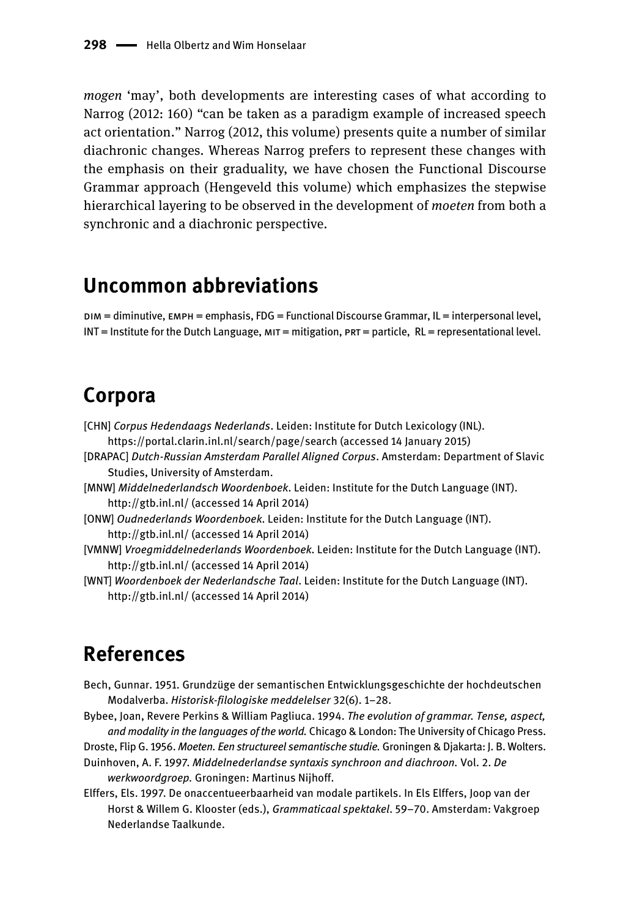*mogen* 'may', both developments are interesting cases of what according to Narrog (2012: 160) "can be taken as a paradigm example of increased speech act orientation." Narrog (2012, this volume) presents quite a number of similar diachronic changes. Whereas Narrog prefers to represent these changes with the emphasis on their graduality, we have chosen the Functional Discourse Grammar approach (Hengeveld this volume) which emphasizes the stepwise hierarchical layering to be observed in the development of *moeten* from both a synchronic and a diachronic perspective.

## Uncommon abbreviations

DIM = diminutive, EMPH = emphasis, FDG = Functional Discourse Grammar, IL = interpersonal level, INT = Institute for the Dutch Language, MIT = mitigation, PRT = particle, RL = representational level.

## Corpora

[CHN] *Corpus Hedendaags Nederlands*. Leiden: Institute for Dutch Lexicology (INL). https://portal.clarin.inl.nl/search/page/search (accessed 14 January 2015)

[DRAPAC] *Dutch-Russian Amsterdam Parallel Aligned Corpus*. Amsterdam: Department of Slavic Studies, University of Amsterdam.

[MNW] *Middelnederlandsch Woordenboek*. Leiden: Institute for the Dutch Language (INT). http://gtb.inl.nl/ (accessed 14 April 2014)

[ONW] *Oudnederlands Woordenboek*. Leiden: Institute for the Dutch Language (INT). http://gtb.inl.nl/ (accessed 14 April 2014)

[VMNW] *Vroegmiddelnederlands Woordenboek*. Leiden: Institute for the Dutch Language (INT). http://gtb.inl.nl/ (accessed 14 April 2014)

[WNT] *Woordenboek der Nederlandsche Taal*. Leiden: Institute for the Dutch Language (INT). http://gtb.inl.nl/ (accessed 14 April 2014)

## References

Bech, Gunnar. 1951. Grundzüge der semantischen Entwicklungsgeschichte der hochdeutschen Modalverba. *Historisk-filologiske meddelelser* 32(6). 1–28.

Bybee, Joan, Revere Perkins & William Pagliuca. 1994. *The evolution of grammar. Tense, aspect, and modality in the languages of the world.* Chicago & London: The University of Chicago Press.

Droste, Flip G. 1956. *Moeten. Een structureel semantische studie.* Groningen & Djakarta: J. B. Wolters.

Duinhoven, A. F. 1997. *Middelnederlandse syntaxis synchroon and diachroon.* Vol. 2. *De werkwoordgroep.* Groningen: Martinus Nijhoff.

Elffers, Els. 1997. De onaccentueerbaarheid van modale partikels. In Els Elffers, Joop van der Horst & Willem G. Klooster (eds.), *Grammaticaal spektakel*. 59–70. Amsterdam: Vakgroep Nederlandse Taalkunde.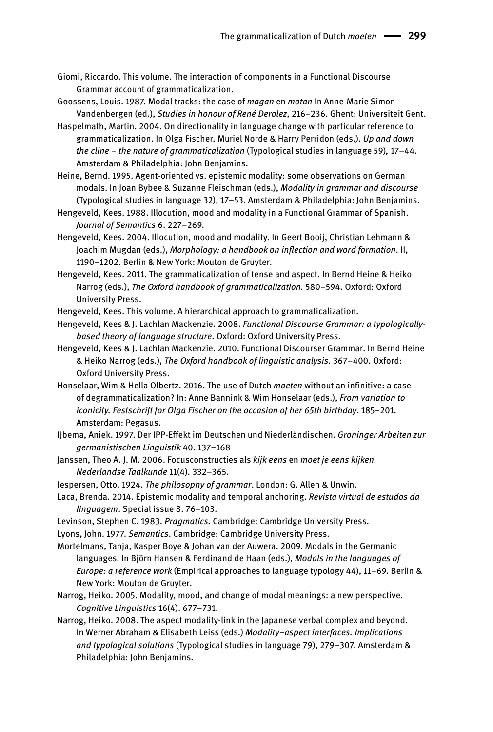Giomi, Riccardo. This volume. The interaction of components in a Functional Discourse Grammar account of grammaticalization.

Goossens, Louis. 1987. Modal tracks: the case of *magan* en *motan* In Anne-Marie Simon-Vandenbergen (ed.), *Studies in honour of René Derolez*, 216–236. Ghent: Universiteit Gent.

Haspelmath, Martin. 2004. On directionality in language change with particular reference to grammaticalization. In Olga Fischer, Muriel Norde & Harry Perridon (eds.), *Up and down the cline – the nature of grammaticalization* (Typological studies in language 59), 17–44. Amsterdam & Philadelphia: John Benjamins.

Heine, Bernd. 1995. Agent-oriented vs. epistemic modality: some observations on German modals. In Joan Bybee & Suzanne Fleischman (eds.), *Modality in grammar and discourse* (Typological studies in language 32), 17–53. Amsterdam & Philadelphia: John Benjamins.

Hengeveld, Kees. 1988. Illocution, mood and modality in a Functional Grammar of Spanish. *Journal of Semantics* 6. 227–269.

Hengeveld, Kees. 2004. Illocution, mood and modality. In Geert Booij, Christian Lehmann & Joachim Mugdan (eds.), *Morphology: a handbook on inflection and word formation*. II, 1190–1202. Berlin & New York: Mouton de Gruyter.

Hengeveld, Kees. 2011. The grammaticalization of tense and aspect. In Bernd Heine & Heiko Narrog (eds.), *The Oxford handbook of grammaticalization*. 580–594. Oxford: Oxford University Press.

Hengeveld, Kees. This volume. A hierarchical approach to grammaticalization.

Hengeveld, Kees & J. Lachlan Mackenzie. 2008. *Functional Discourse Grammar: a typologically-based theory of language structure*. Oxford: Oxford University Press.

Hengeveld, Kees & J. Lachlan Mackenzie. 2010. Functional Discourser Grammar. In Bernd Heine & Heiko Narrog (eds.), *The Oxford handbook of linguistic analysis*. 367–400. Oxford: Oxford University Press.

Honselaar, Wim & Hella Olbertz. 2016. The use of Dutch *moeten* without an infinitive: a case of degrammaticalization? In: Anne Bannink & Wim Honselaar (eds.), *From variation to iconicity. Festschrift for Olga Fischer on the occasion of her 65th birthday*. 185–201. Amsterdam: Pegasus.

IJbema, Aniek. 1997. Der IPP-Effekt im Deutschen und Niederländischen. *Groninger Arbeiten zur germanistischen Linguistik* 40. 137–168

Janssen, Theo A. J. M. 2006. Focusconstructies als *kijk eens* en *moet je eens kijken*. *Nederlandse Taalkunde* 11(4). 332–365.

Jespersen, Otto. 1924. *The philosophy of grammar*. London: G. Allen & Unwin.

Laca, Brenda. 2014. Epistemic modality and temporal anchoring. *Revista virtual de estudos da linguagem*. Special issue 8. 76–103.

Levinson, Stephen C. 1983. *Pragmatics*. Cambridge: Cambridge University Press.

Lyons, John. 1977. *Semantics*. Cambridge: Cambridge University Press.

Mortelmans, Tanja, Kasper Boye & Johan van der Auwera. 2009. Modals in the Germanic languages. In Björn Hansen & Ferdinand de Haan (eds.), *Modals in the languages of Europe: a reference work* (Empirical approaches to language typology 44), 11–69. Berlin & New York: Mouton de Gruyter.

Narrog, Heiko. 2005. Modality, mood, and change of modal meanings: a new perspective. *Cognitive Linguistics* 16(4). 677–731.

Narrog, Heiko. 2008. The aspect modality-link in the Japanese verbal complex and beyond. In Werner Abraham & Elisabeth Leiss (eds.) *Modality–aspect interfaces. Implications and typological solutions* (Typological studies in language 79), 279–307. Amsterdam & Philadelphia: John Benjamins.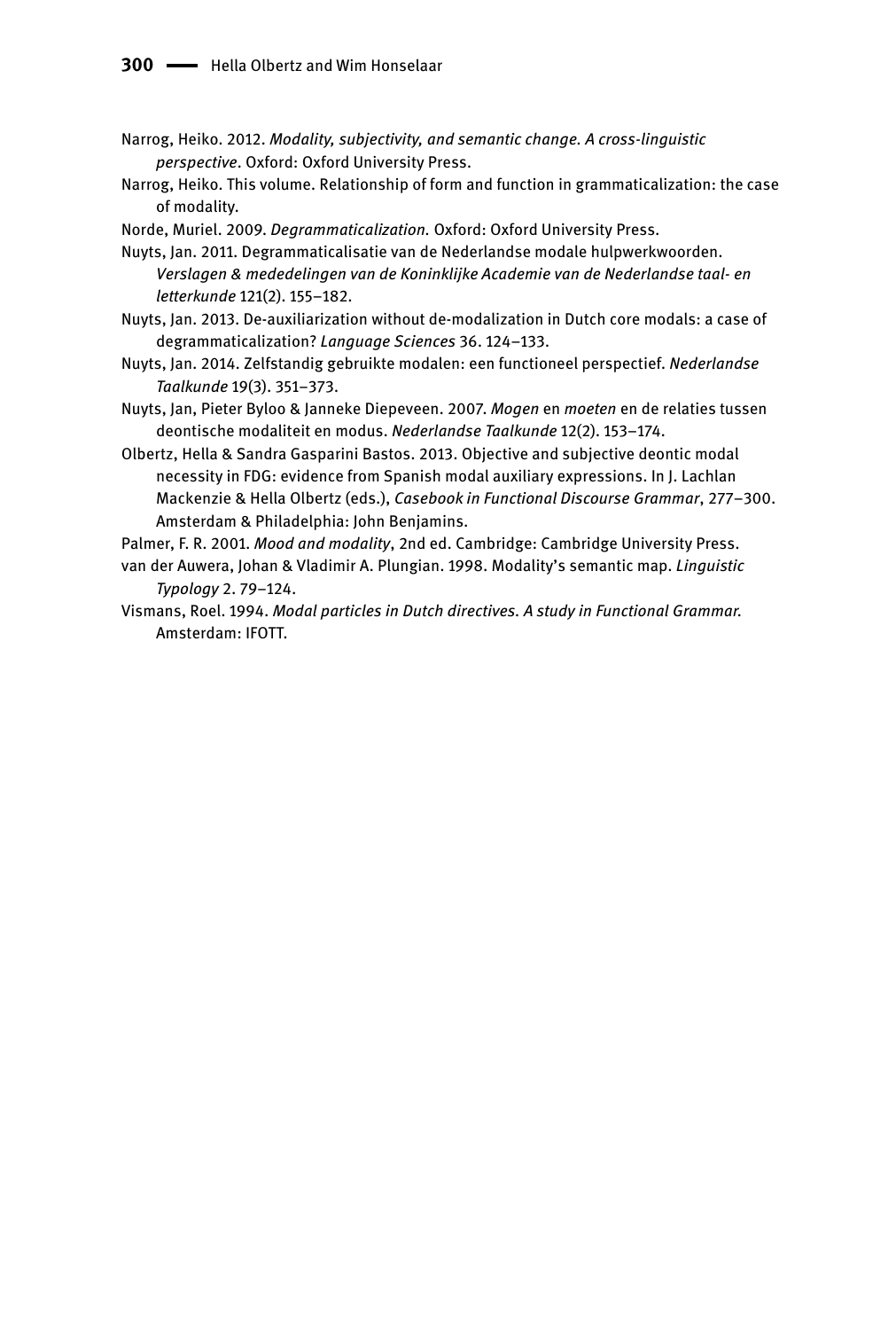Narrog, Heiko. 2012. *Modality, subjectivity, and semantic change. A cross-linguistic perspective*. Oxford: Oxford University Press.

Narrog, Heiko. This volume. Relationship of form and function in grammaticalization: the case of modality.

Norde, Muriel. 2009. *Degrammaticalization.* Oxford: Oxford University Press.

Nuyts, Jan. 2011. Degrammaticalisatie van de Nederlandse modale hulpwerkwoorden. *Verslagen & mededelingen van de Koninklijke Academie van de Nederlandse taal- en letterkunde* 121(2). 155–182.

Nuyts, Jan. 2013. De-auxiliarization without de-modalization in Dutch core modals: a case of degrammaticalization? *Language Sciences* 36. 124–133.

Nuyts, Jan. 2014. Zelfstandig gebruikte modalen: een functioneel perspectief. *Nederlandse Taalkunde* 19(3). 351–373.

Nuyts, Jan, Pieter Byloo & Janneke Diepeveen. 2007. *Mogen* en *moeten* en de relaties tussen deontische modaliteit en modus. *Nederlandse Taalkunde* 12(2). 153–174.

Olbertz, Hella & Sandra Gasparini Bastos. 2013. Objective and subjective deontic modal necessity in FDG: evidence from Spanish modal auxiliary expressions. In J. Lachlan Mackenzie & Hella Olbertz (eds.), *Casebook in Functional Discourse Grammar*, 277–300. Amsterdam & Philadelphia: John Benjamins.

Palmer, F. R. 2001. *Mood and modality*, 2nd ed. Cambridge: Cambridge University Press.

van der Auwera, Johan & Vladimir A. Plungian. 1998. Modality's semantic map. *Linguistic Typology* 2. 79–124.

Vismans, Roel. 1994. *Modal particles in Dutch directives. A study in Functional Grammar*. Amsterdam: IFOTT.